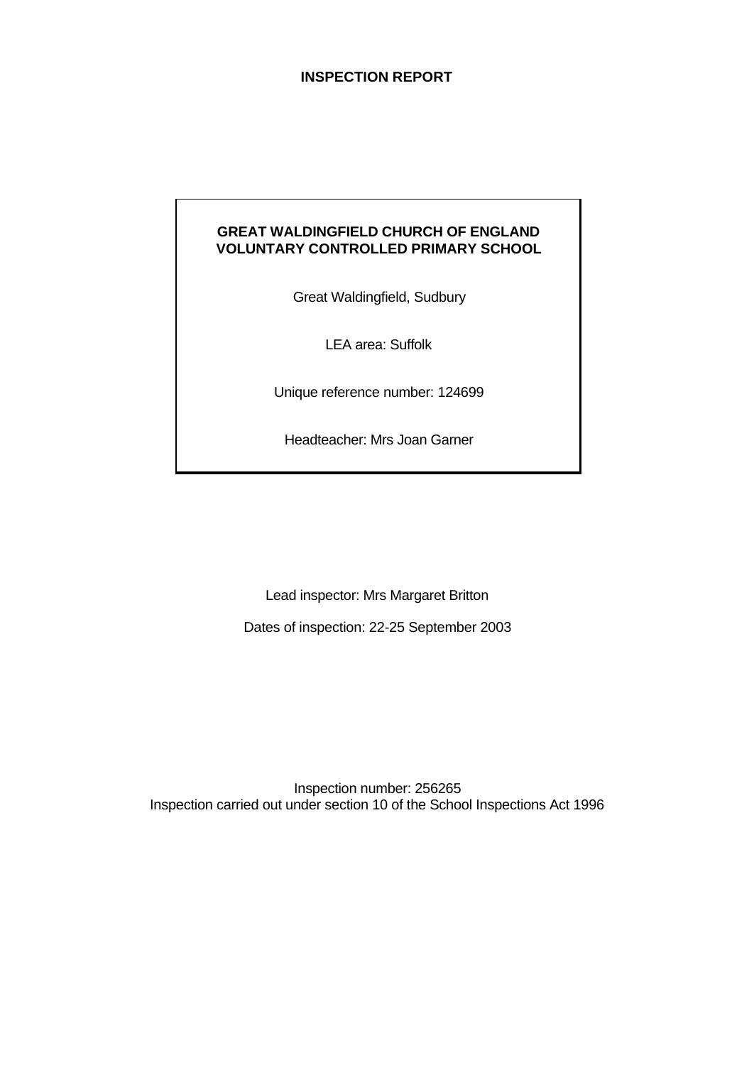# INSPECTION REPORT

**GREAT WALDINGFIELD CHURCH OF ENGLAND VOLUNTARY CONTROLLED PRIMARY SCHOOL**

Great Waldingfield, Sudbury

LEA area: Suffolk

Unique reference number: 124699

Headteacher: Mrs Joan Garner

Lead inspector: Mrs Margaret Britton

Dates of inspection: 22-25 September 2003

Inspection number: 256265
Inspection carried out under section 10 of the School Inspections Act 1996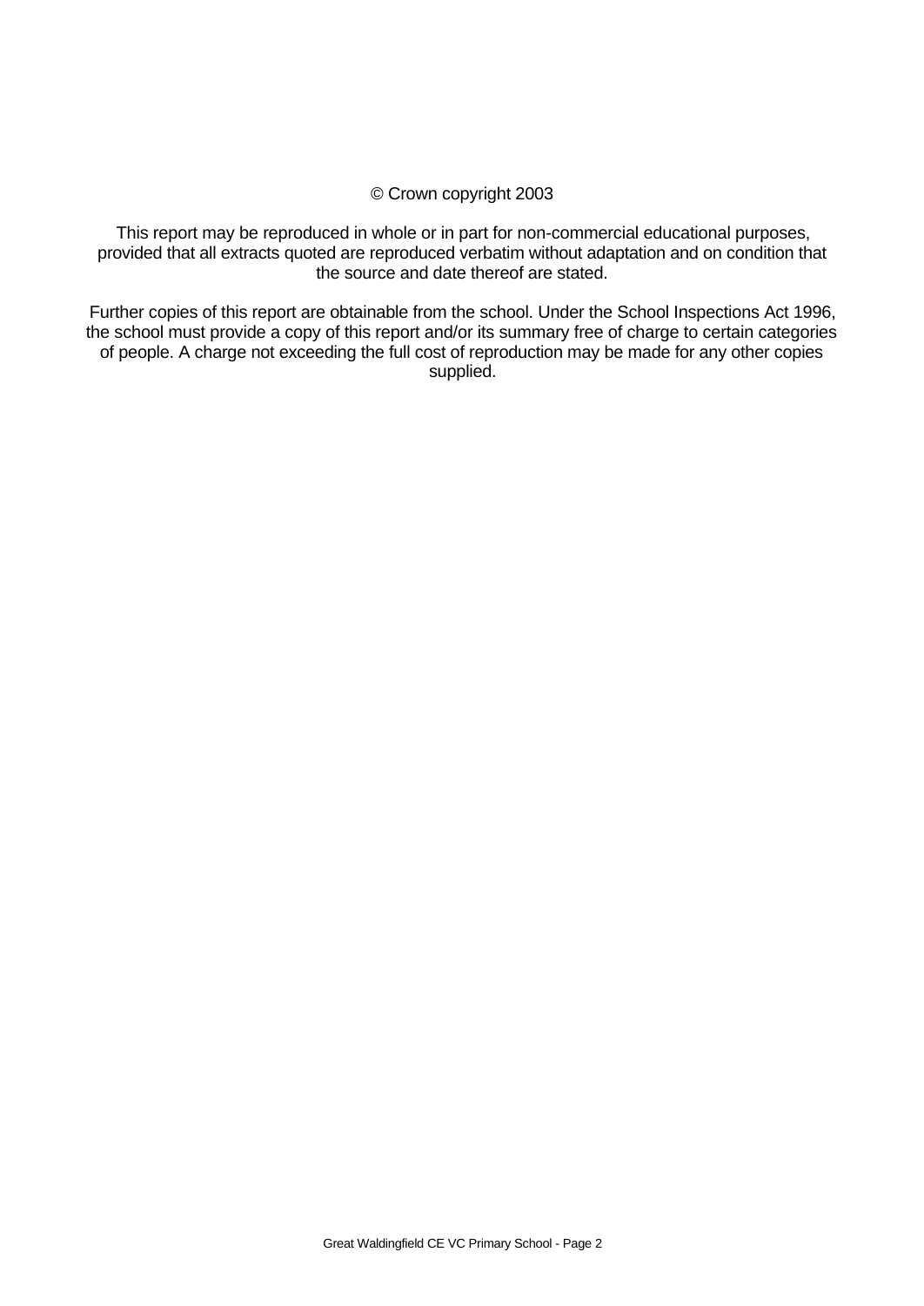© Crown copyright 2003

This report may be reproduced in whole or in part for non-commercial educational purposes, provided that all extracts quoted are reproduced verbatim without adaptation and on condition that the source and date thereof are stated.

Further copies of this report are obtainable from the school. Under the School Inspections Act 1996, the school must provide a copy of this report and/or its summary free of charge to certain categories of people. A charge not exceeding the full cost of reproduction may be made for any other copies supplied.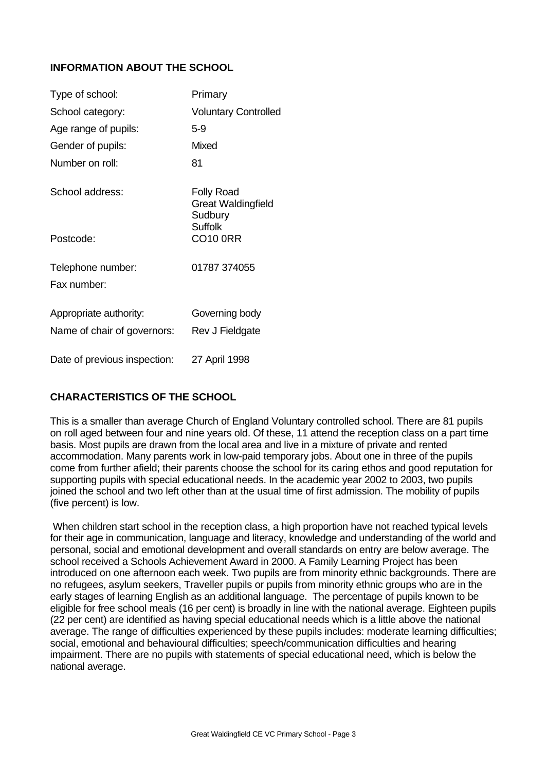## INFORMATION ABOUT THE SCHOOL

| | |
|---|---|
| Type of school: | Primary |
| School category: | Voluntary Controlled |
| Age range of pupils: | 5-9 |
| Gender of pupils: | Mixed |
| Number on roll: | 81 |
| School address: | Folly Road<br>Great Waldingfield<br>Sudbury<br>Suffolk |
| Postcode: | CO10 0RR |
| Telephone number: | 01787 374055 |
| Fax number: | |
| Appropriate authority: | Governing body |
| Name of chair of governors: | Rev J Fieldgate |
| Date of previous inspection: | 27 April 1998 |

## CHARACTERISTICS OF THE SCHOOL

This is a smaller than average Church of England Voluntary controlled school. There are 81 pupils on roll aged between four and nine years old. Of these, 11 attend the reception class on a part time basis. Most pupils are drawn from the local area and live in a mixture of private and rented accommodation. Many parents work in low-paid temporary jobs. About one in three of the pupils come from further afield; their parents choose the school for its caring ethos and good reputation for supporting pupils with special educational needs. In the academic year 2002 to 2003, two pupils joined the school and two left other than at the usual time of first admission. The mobility of pupils (five percent) is low.

When children start school in the reception class, a high proportion have not reached typical levels for their age in communication, language and literacy, knowledge and understanding of the world and personal, social and emotional development and overall standards on entry are below average. The school received a Schools Achievement Award in 2000. A Family Learning Project has been introduced on one afternoon each week. Two pupils are from minority ethnic backgrounds. There are no refugees, asylum seekers, Traveller pupils or pupils from minority ethnic groups who are in the early stages of learning English as an additional language. The percentage of pupils known to be eligible for free school meals (16 per cent) is broadly in line with the national average. Eighteen pupils (22 per cent) are identified as having special educational needs which is a little above the national average. The range of difficulties experienced by these pupils includes: moderate learning difficulties; social, emotional and behavioural difficulties; speech/communication difficulties and hearing impairment. There are no pupils with statements of special educational need, which is below the national average.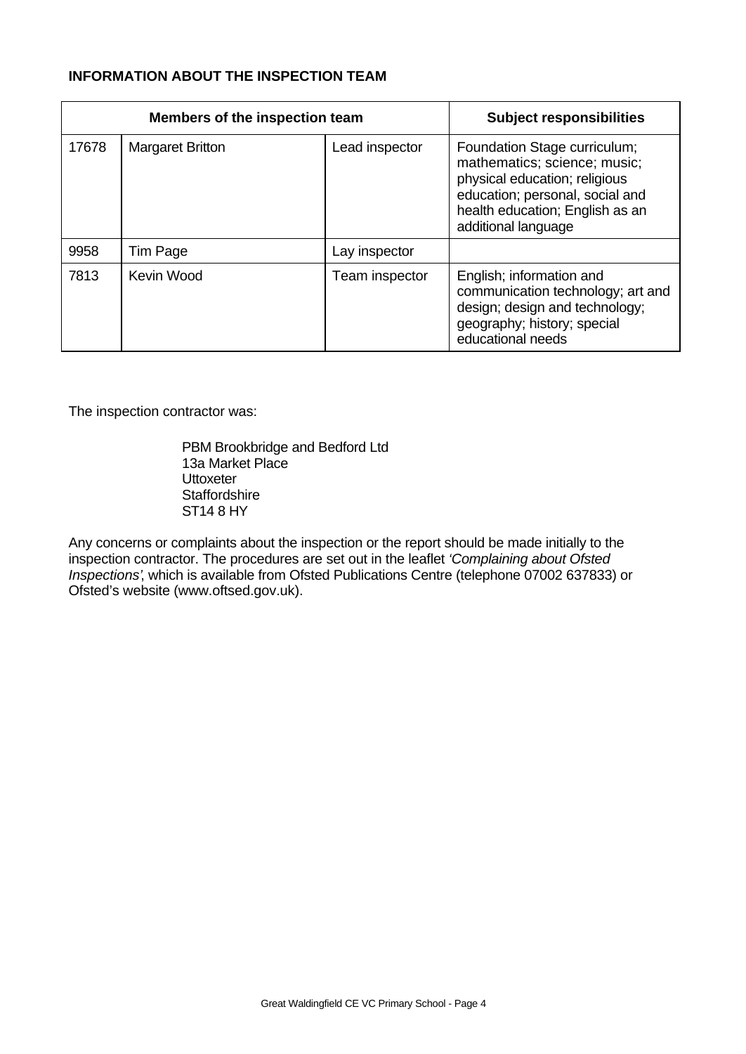**INFORMATION ABOUT THE INSPECTION TEAM**

| Members of the inspection team | | | Subject responsibilities |
|---|---|---|---|
| 17678 | Margaret Britton | Lead inspector | Foundation Stage curriculum; mathematics; science; music; physical education; religious education; personal, social and health education; English as an additional language |
| 9958 | Tim Page | Lay inspector | |
| 7813 | Kevin Wood | Team inspector | English; information and communication technology; art and design; design and technology; geography; history; special educational needs |

The inspection contractor was:

PBM Brookbridge and Bedford Ltd
13a Market Place
Uttoxeter
Staffordshire
ST14 8 HY

Any concerns or complaints about the inspection or the report should be made initially to the inspection contractor. The procedures are set out in the leaflet *'Complaining about Ofsted Inspections'*, which is available from Ofsted Publications Centre (telephone 07002 637833) or Ofsted's website (www.oftsed.gov.uk).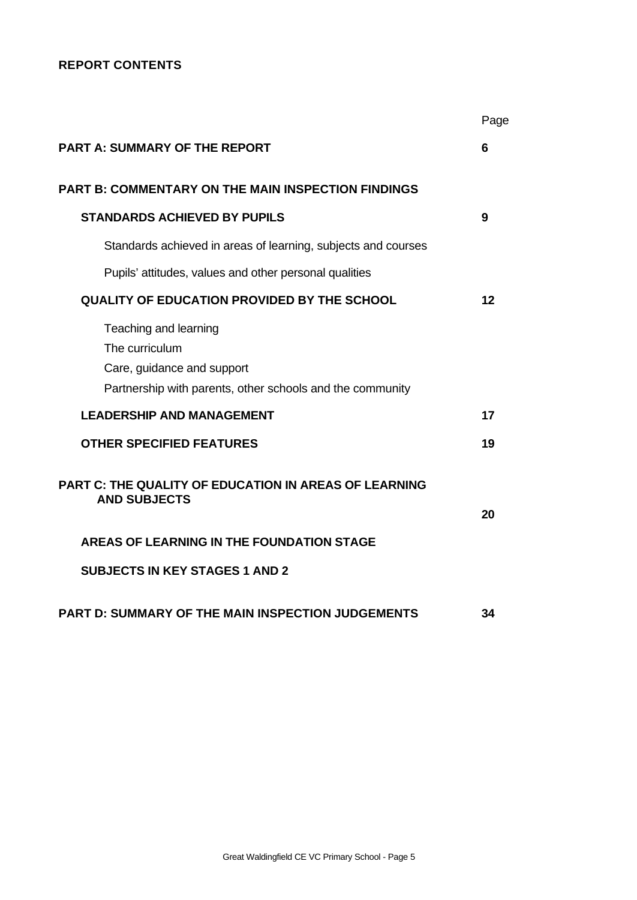**REPORT CONTENTS**

| | Page |
|---|---|
| **PART A: SUMMARY OF THE REPORT** | **6** |
| **PART B: COMMENTARY ON THE MAIN INSPECTION FINDINGS** | |
| **STANDARDS ACHIEVED BY PUPILS** | **9** |
| Standards achieved in areas of learning, subjects and courses | |
| Pupils' attitudes, values and other personal qualities | |
| **QUALITY OF EDUCATION PROVIDED BY THE SCHOOL** | **12** |
| Teaching and learning<br>The curriculum<br>Care, guidance and support<br>Partnership with parents, other schools and the community | |
| **LEADERSHIP AND MANAGEMENT** | **17** |
| **OTHER SPECIFIED FEATURES** | **19** |
| **PART C: THE QUALITY OF EDUCATION IN AREAS OF LEARNING AND SUBJECTS** | **20** |
| **AREAS OF LEARNING IN THE FOUNDATION STAGE** | |
| **SUBJECTS IN KEY STAGES 1 AND 2** | |
| **PART D: SUMMARY OF THE MAIN INSPECTION JUDGEMENTS** | **34** |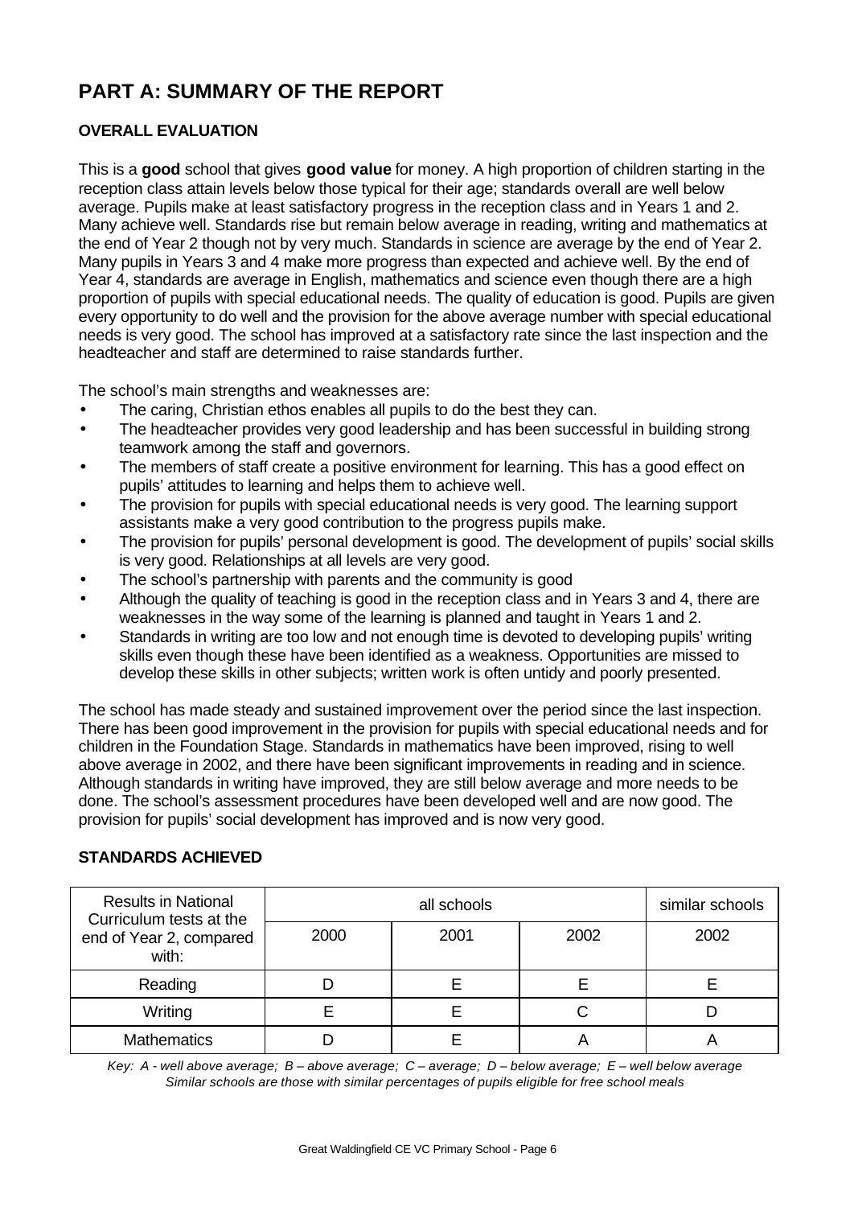# PART A: SUMMARY OF THE REPORT

## OVERALL EVALUATION

This is a **good** school that gives **good value** for money. A high proportion of children starting in the reception class attain levels below those typical for their age; standards overall are well below average. Pupils make at least satisfactory progress in the reception class and in Years 1 and 2. Many achieve well. Standards rise but remain below average in reading, writing and mathematics at the end of Year 2 though not by very much. Standards in science are average by the end of Year 2. Many pupils in Years 3 and 4 make more progress than expected and achieve well. By the end of Year 4, standards are average in English, mathematics and science even though there are a high proportion of pupils with special educational needs. The quality of education is good. Pupils are given every opportunity to do well and the provision for the above average number with special educational needs is very good. The school has improved at a satisfactory rate since the last inspection and the headteacher and staff are determined to raise standards further.

The school's main strengths and weaknesses are:

- The caring, Christian ethos enables all pupils to do the best they can.
- The headteacher provides very good leadership and has been successful in building strong teamwork among the staff and governors.
- The members of staff create a positive environment for learning. This has a good effect on pupils' attitudes to learning and helps them to achieve well.
- The provision for pupils with special educational needs is very good. The learning support assistants make a very good contribution to the progress pupils make.
- The provision for pupils' personal development is good. The development of pupils' social skills is very good. Relationships at all levels are very good.
- The school's partnership with parents and the community is good
- Although the quality of teaching is good in the reception class and in Years 3 and 4, there are weaknesses in the way some of the learning is planned and taught in Years 1 and 2.
- Standards in writing are too low and not enough time is devoted to developing pupils' writing skills even though these have been identified as a weakness. Opportunities are missed to develop these skills in other subjects; written work is often untidy and poorly presented.

The school has made steady and sustained improvement over the period since the last inspection. There has been good improvement in the provision for pupils with special educational needs and for children in the Foundation Stage. Standards in mathematics have been improved, rising to well above average in 2002, and there have been significant improvements in reading and in science. Although standards in writing have improved, they are still below average and more needs to be done. The school's assessment procedures have been developed well and are now good. The provision for pupils' social development has improved and is now very good.

## STANDARDS ACHIEVED

| Results in National Curriculum tests at the end of Year 2, compared with: | all schools | | | similar schools |
|---|---|---|---|---|
| | 2000 | 2001 | 2002 | 2002 |
| Reading | D | E | E | E |
| Writing | E | E | C | D |
| Mathematics | D | E | A | A |

*Key: A - well above average; B – above average; C – average; D – below average; E – well below average*
*Similar schools are those with similar percentages of pupils eligible for free school meals*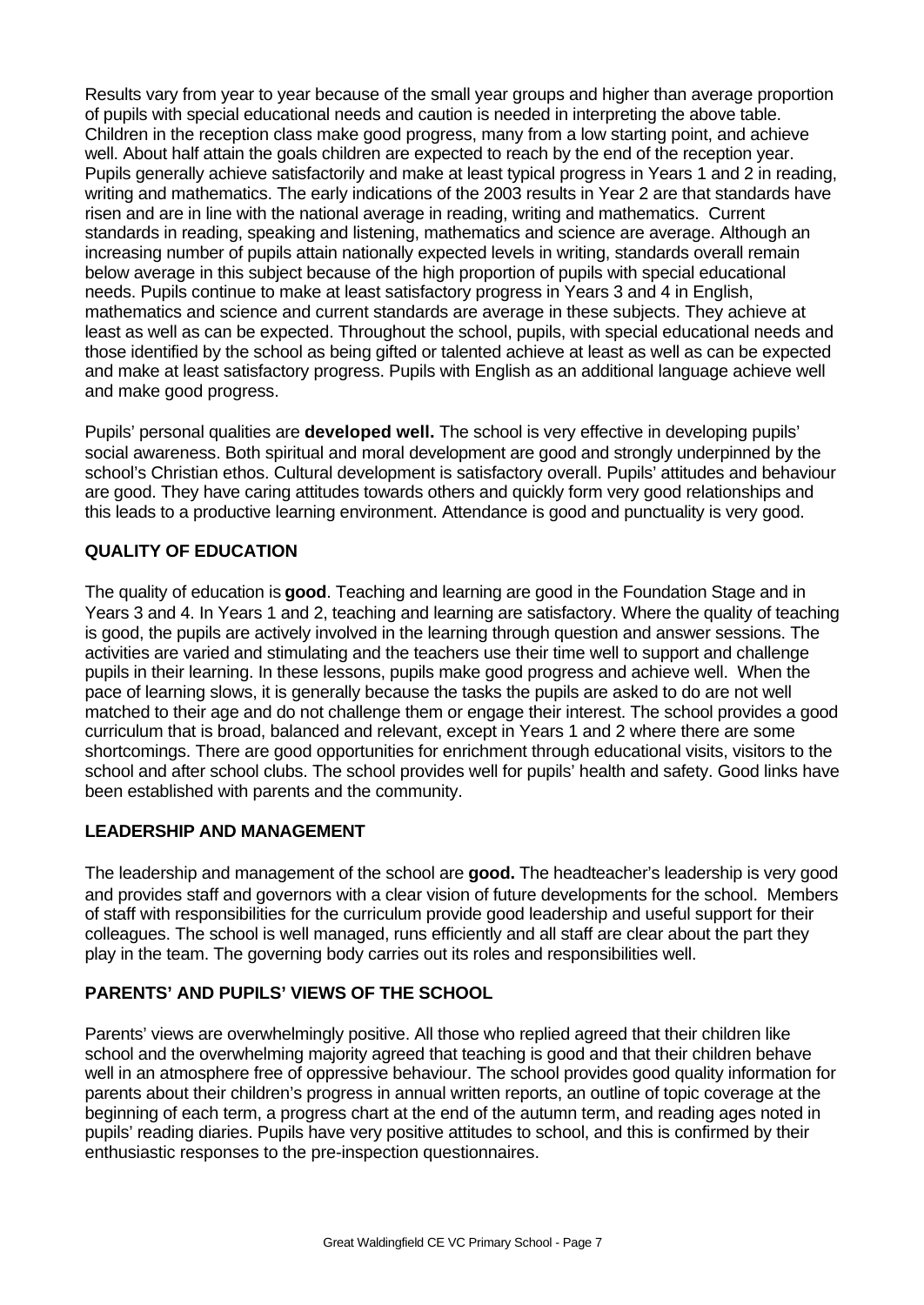Results vary from year to year because of the small year groups and higher than average proportion of pupils with special educational needs and caution is needed in interpreting the above table. Children in the reception class make good progress, many from a low starting point, and achieve well. About half attain the goals children are expected to reach by the end of the reception year. Pupils generally achieve satisfactorily and make at least typical progress in Years 1 and 2 in reading, writing and mathematics. The early indications of the 2003 results in Year 2 are that standards have risen and are in line with the national average in reading, writing and mathematics. Current standards in reading, speaking and listening, mathematics and science are average. Although an increasing number of pupils attain nationally expected levels in writing, standards overall remain below average in this subject because of the high proportion of pupils with special educational needs. Pupils continue to make at least satisfactory progress in Years 3 and 4 in English, mathematics and science and current standards are average in these subjects. They achieve at least as well as can be expected. Throughout the school, pupils, with special educational needs and those identified by the school as being gifted or talented achieve at least as well as can be expected and make at least satisfactory progress. Pupils with English as an additional language achieve well and make good progress.

Pupils' personal qualities are **developed well.** The school is very effective in developing pupils' social awareness. Both spiritual and moral development are good and strongly underpinned by the school's Christian ethos. Cultural development is satisfactory overall. Pupils' attitudes and behaviour are good. They have caring attitudes towards others and quickly form very good relationships and this leads to a productive learning environment. Attendance is good and punctuality is very good.

## QUALITY OF EDUCATION

The quality of education is **good**. Teaching and learning are good in the Foundation Stage and in Years 3 and 4. In Years 1 and 2, teaching and learning are satisfactory. Where the quality of teaching is good, the pupils are actively involved in the learning through question and answer sessions. The activities are varied and stimulating and the teachers use their time well to support and challenge pupils in their learning. In these lessons, pupils make good progress and achieve well. When the pace of learning slows, it is generally because the tasks the pupils are asked to do are not well matched to their age and do not challenge them or engage their interest. The school provides a good curriculum that is broad, balanced and relevant, except in Years 1 and 2 where there are some shortcomings. There are good opportunities for enrichment through educational visits, visitors to the school and after school clubs. The school provides well for pupils' health and safety. Good links have been established with parents and the community.

## LEADERSHIP AND MANAGEMENT

The leadership and management of the school are **good.** The headteacher's leadership is very good and provides staff and governors with a clear vision of future developments for the school. Members of staff with responsibilities for the curriculum provide good leadership and useful support for their colleagues. The school is well managed, runs efficiently and all staff are clear about the part they play in the team. The governing body carries out its roles and responsibilities well.

## PARENTS' AND PUPILS' VIEWS OF THE SCHOOL

Parents' views are overwhelmingly positive. All those who replied agreed that their children like school and the overwhelming majority agreed that teaching is good and that their children behave well in an atmosphere free of oppressive behaviour. The school provides good quality information for parents about their children's progress in annual written reports, an outline of topic coverage at the beginning of each term, a progress chart at the end of the autumn term, and reading ages noted in pupils' reading diaries. Pupils have very positive attitudes to school, and this is confirmed by their enthusiastic responses to the pre-inspection questionnaires.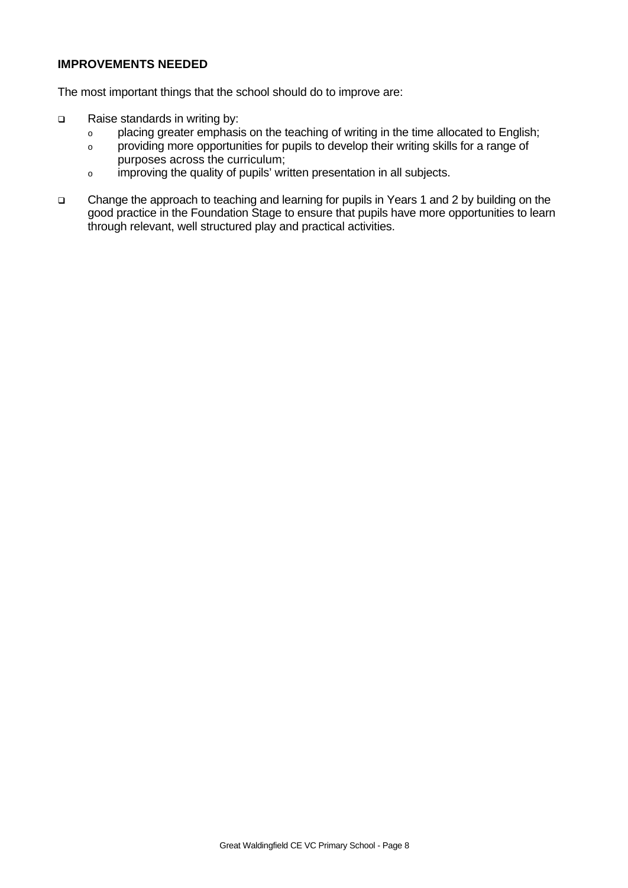## IMPROVEMENTS NEEDED

The most important things that the school should do to improve are:

- Raise standards in writing by:
  - placing greater emphasis on the teaching of writing in the time allocated to English;
  - providing more opportunities for pupils to develop their writing skills for a range of purposes across the curriculum;
  - improving the quality of pupils' written presentation in all subjects.
- Change the approach to teaching and learning for pupils in Years 1 and 2 by building on the good practice in the Foundation Stage to ensure that pupils have more opportunities to learn through relevant, well structured play and practical activities.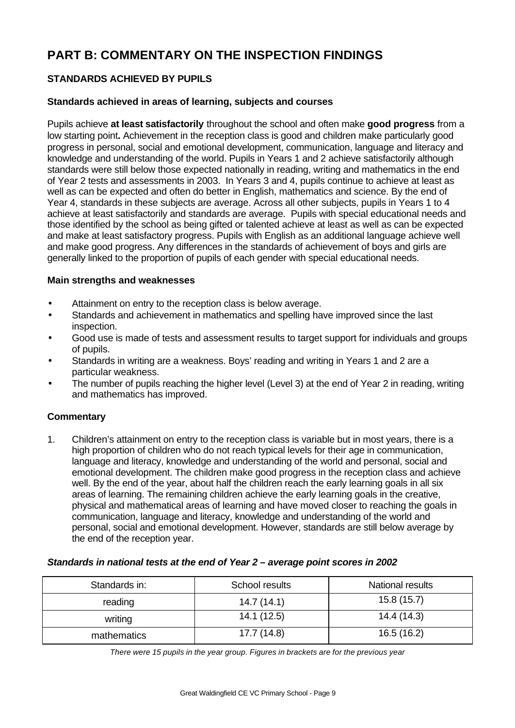# PART B: COMMENTARY ON THE INSPECTION FINDINGS

## STANDARDS ACHIEVED BY PUPILS

### Standards achieved in areas of learning, subjects and courses

Pupils achieve **at least satisfactorily** throughout the school and often make **good progress** from a low starting point**.** Achievement in the reception class is good and children make particularly good progress in personal, social and emotional development, communication, language and literacy and knowledge and understanding of the world. Pupils in Years 1 and 2 achieve satisfactorily although standards were still below those expected nationally in reading, writing and mathematics in the end of Year 2 tests and assessments in 2003. In Years 3 and 4, pupils continue to achieve at least as well as can be expected and often do better in English, mathematics and science. By the end of Year 4, standards in these subjects are average. Across all other subjects, pupils in Years 1 to 4 achieve at least satisfactorily and standards are average. Pupils with special educational needs and those identified by the school as being gifted or talented achieve at least as well as can be expected and make at least satisfactory progress. Pupils with English as an additional language achieve well and make good progress. Any differences in the standards of achievement of boys and girls are generally linked to the proportion of pupils of each gender with special educational needs.

### Main strengths and weaknesses

- Attainment on entry to the reception class is below average.
- Standards and achievement in mathematics and spelling have improved since the last inspection.
- Good use is made of tests and assessment results to target support for individuals and groups of pupils.
- Standards in writing are a weakness. Boys' reading and writing in Years 1 and 2 are a particular weakness.
- The number of pupils reaching the higher level (Level 3) at the end of Year 2 in reading, writing and mathematics has improved.

### Commentary

1. Children's attainment on entry to the reception class is variable but in most years, there is a high proportion of children who do not reach typical levels for their age in communication, language and literacy, knowledge and understanding of the world and personal, social and emotional development. The children make good progress in the reception class and achieve well. By the end of the year, about half the children reach the early learning goals in all six areas of learning. The remaining children achieve the early learning goals in the creative, physical and mathematical areas of learning and have moved closer to reaching the goals in communication, language and literacy, knowledge and understanding of the world and personal, social and emotional development. However, standards are still below average by the end of the reception year.

***Standards in national tests at the end of Year 2 – average point scores in 2002***

| Standards in: | School results | National results |
|---|---|---|
| reading | 14.7 (14.1) | 15.8 (15.7) |
| writing | 14.1 (12.5) | 14.4 (14.3) |
| mathematics | 17.7 (14.8) | 16.5 (16.2) |

*There were 15 pupils in the year group. Figures in brackets are for the previous year*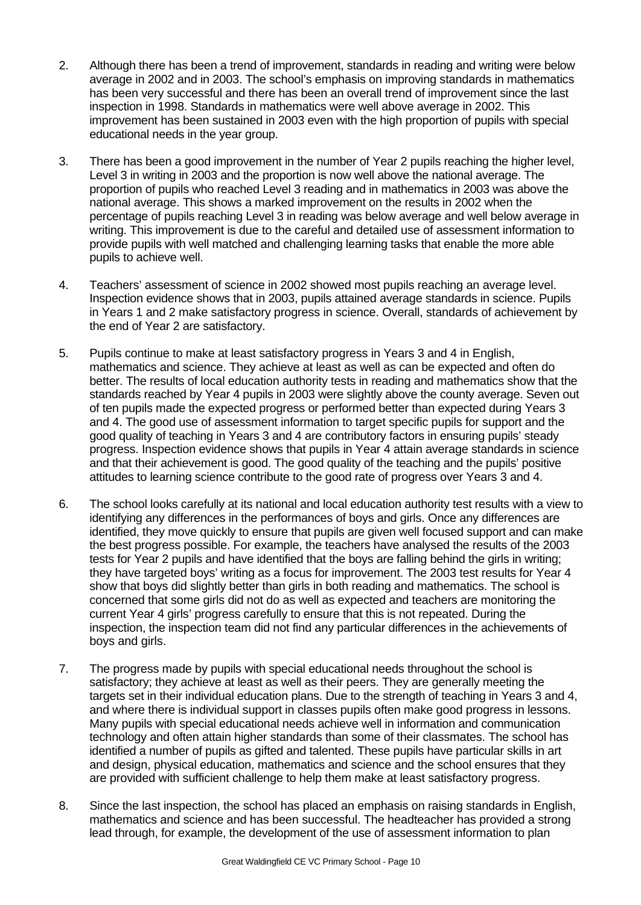2. Although there has been a trend of improvement, standards in reading and writing were below average in 2002 and in 2003. The school's emphasis on improving standards in mathematics has been very successful and there has been an overall trend of improvement since the last inspection in 1998. Standards in mathematics were well above average in 2002. This improvement has been sustained in 2003 even with the high proportion of pupils with special educational needs in the year group.

3. There has been a good improvement in the number of Year 2 pupils reaching the higher level, Level 3 in writing in 2003 and the proportion is now well above the national average. The proportion of pupils who reached Level 3 reading and in mathematics in 2003 was above the national average. This shows a marked improvement on the results in 2002 when the percentage of pupils reaching Level 3 in reading was below average and well below average in writing. This improvement is due to the careful and detailed use of assessment information to provide pupils with well matched and challenging learning tasks that enable the more able pupils to achieve well.

4. Teachers' assessment of science in 2002 showed most pupils reaching an average level. Inspection evidence shows that in 2003, pupils attained average standards in science. Pupils in Years 1 and 2 make satisfactory progress in science. Overall, standards of achievement by the end of Year 2 are satisfactory.

5. Pupils continue to make at least satisfactory progress in Years 3 and 4 in English, mathematics and science. They achieve at least as well as can be expected and often do better. The results of local education authority tests in reading and mathematics show that the standards reached by Year 4 pupils in 2003 were slightly above the county average. Seven out of ten pupils made the expected progress or performed better than expected during Years 3 and 4. The good use of assessment information to target specific pupils for support and the good quality of teaching in Years 3 and 4 are contributory factors in ensuring pupils' steady progress. Inspection evidence shows that pupils in Year 4 attain average standards in science and that their achievement is good. The good quality of the teaching and the pupils' positive attitudes to learning science contribute to the good rate of progress over Years 3 and 4.

6. The school looks carefully at its national and local education authority test results with a view to identifying any differences in the performances of boys and girls. Once any differences are identified, they move quickly to ensure that pupils are given well focused support and can make the best progress possible. For example, the teachers have analysed the results of the 2003 tests for Year 2 pupils and have identified that the boys are falling behind the girls in writing; they have targeted boys' writing as a focus for improvement. The 2003 test results for Year 4 show that boys did slightly better than girls in both reading and mathematics. The school is concerned that some girls did not do as well as expected and teachers are monitoring the current Year 4 girls' progress carefully to ensure that this is not repeated. During the inspection, the inspection team did not find any particular differences in the achievements of boys and girls.

7. The progress made by pupils with special educational needs throughout the school is satisfactory; they achieve at least as well as their peers. They are generally meeting the targets set in their individual education plans. Due to the strength of teaching in Years 3 and 4, and where there is individual support in classes pupils often make good progress in lessons. Many pupils with special educational needs achieve well in information and communication technology and often attain higher standards than some of their classmates. The school has identified a number of pupils as gifted and talented. These pupils have particular skills in art and design, physical education, mathematics and science and the school ensures that they are provided with sufficient challenge to help them make at least satisfactory progress.

8. Since the last inspection, the school has placed an emphasis on raising standards in English, mathematics and science and has been successful. The headteacher has provided a strong lead through, for example, the development of the use of assessment information to plan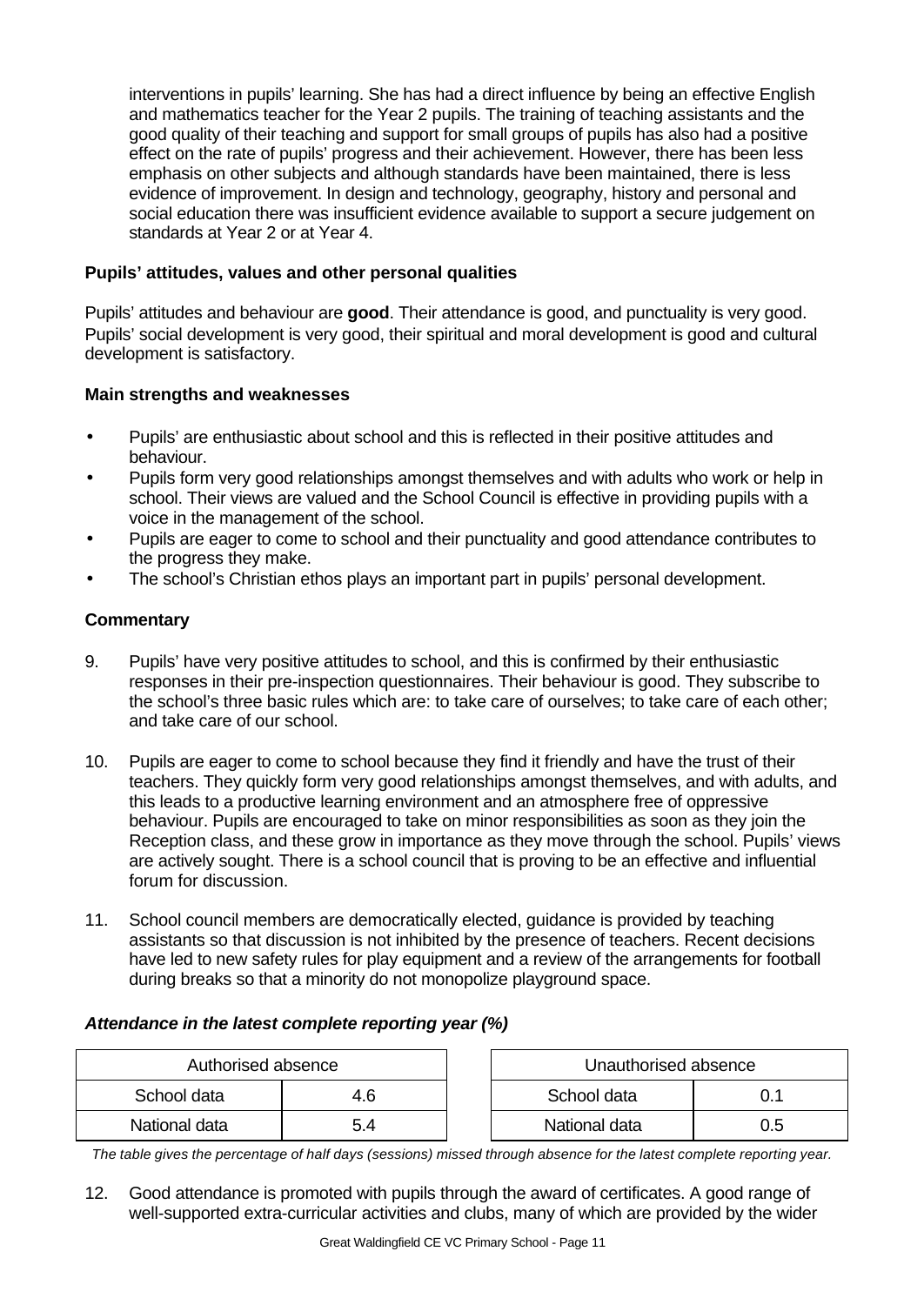interventions in pupils' learning. She has had a direct influence by being an effective English and mathematics teacher for the Year 2 pupils. The training of teaching assistants and the good quality of their teaching and support for small groups of pupils has also had a positive effect on the rate of pupils' progress and their achievement. However, there has been less emphasis on other subjects and although standards have been maintained, there is less evidence of improvement. In design and technology, geography, history and personal and social education there was insufficient evidence available to support a secure judgement on standards at Year 2 or at Year 4.

### Pupils' attitudes, values and other personal qualities

Pupils' attitudes and behaviour are **good**. Their attendance is good, and punctuality is very good. Pupils' social development is very good, their spiritual and moral development is good and cultural development is satisfactory.

#### Main strengths and weaknesses

- Pupils' are enthusiastic about school and this is reflected in their positive attitudes and behaviour.
- Pupils form very good relationships amongst themselves and with adults who work or help in school. Their views are valued and the School Council is effective in providing pupils with a voice in the management of the school.
- Pupils are eager to come to school and their punctuality and good attendance contributes to the progress they make.
- The school's Christian ethos plays an important part in pupils' personal development.

#### Commentary

9. Pupils' have very positive attitudes to school, and this is confirmed by their enthusiastic responses in their pre-inspection questionnaires. Their behaviour is good. They subscribe to the school's three basic rules which are: to take care of ourselves; to take care of each other; and take care of our school.

10. Pupils are eager to come to school because they find it friendly and have the trust of their teachers. They quickly form very good relationships amongst themselves, and with adults, and this leads to a productive learning environment and an atmosphere free of oppressive behaviour. Pupils are encouraged to take on minor responsibilities as soon as they join the Reception class, and these grow in importance as they move through the school. Pupils' views are actively sought. There is a school council that is proving to be an effective and influential forum for discussion.

11. School council members are democratically elected, guidance is provided by teaching assistants so that discussion is not inhibited by the presence of teachers. Recent decisions have led to new safety rules for play equipment and a review of the arrangements for football during breaks so that a minority do not monopolize playground space.

***Attendance in the latest complete reporting year (%)***

| Authorised absence | |
|---|---|
| School data | 4.6 |
| National data | 5.4 |

| Unauthorised absence | |
|---|---|
| School data | 0.1 |
| National data | 0.5 |

*The table gives the percentage of half days (sessions) missed through absence for the latest complete reporting year.*

12. Good attendance is promoted with pupils through the award of certificates. A good range of well-supported extra-curricular activities and clubs, many of which are provided by the wider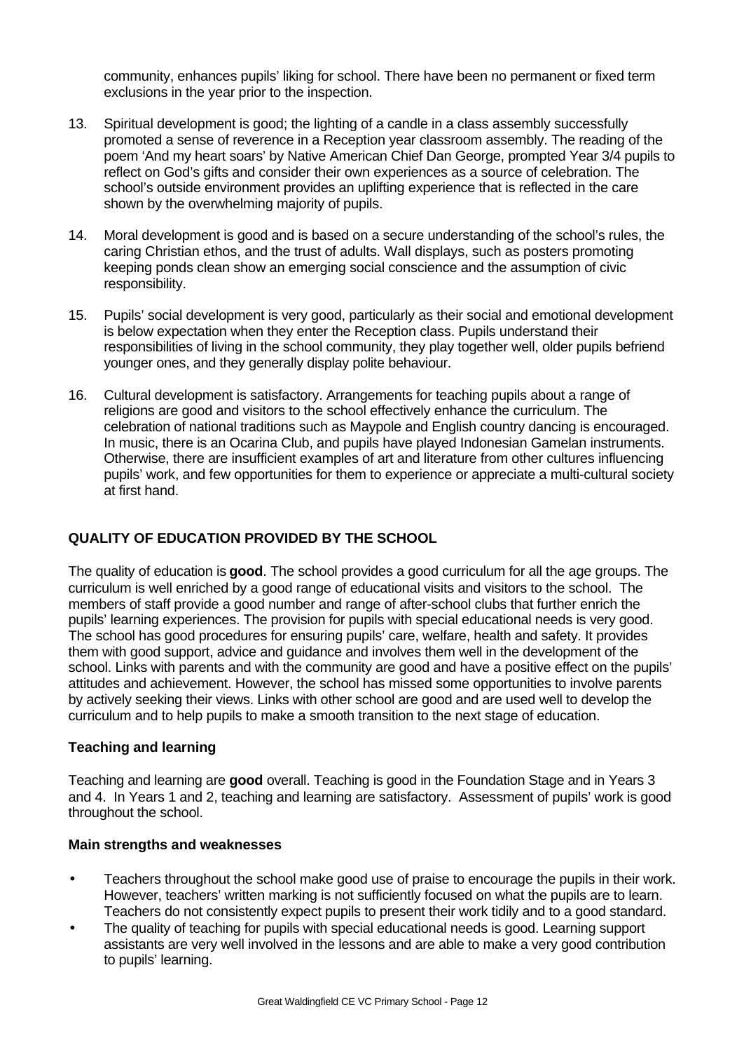community, enhances pupils' liking for school. There have been no permanent or fixed term exclusions in the year prior to the inspection.

13. Spiritual development is good; the lighting of a candle in a class assembly successfully promoted a sense of reverence in a Reception year classroom assembly. The reading of the poem 'And my heart soars' by Native American Chief Dan George, prompted Year 3/4 pupils to reflect on God's gifts and consider their own experiences as a source of celebration. The school's outside environment provides an uplifting experience that is reflected in the care shown by the overwhelming majority of pupils.

14. Moral development is good and is based on a secure understanding of the school's rules, the caring Christian ethos, and the trust of adults. Wall displays, such as posters promoting keeping ponds clean show an emerging social conscience and the assumption of civic responsibility.

15. Pupils' social development is very good, particularly as their social and emotional development is below expectation when they enter the Reception class. Pupils understand their responsibilities of living in the school community, they play together well, older pupils befriend younger ones, and they generally display polite behaviour.

16. Cultural development is satisfactory. Arrangements for teaching pupils about a range of religions are good and visitors to the school effectively enhance the curriculum. The celebration of national traditions such as Maypole and English country dancing is encouraged. In music, there is an Ocarina Club, and pupils have played Indonesian Gamelan instruments. Otherwise, there are insufficient examples of art and literature from other cultures influencing pupils' work, and few opportunities for them to experience or appreciate a multi-cultural society at first hand.

## QUALITY OF EDUCATION PROVIDED BY THE SCHOOL

The quality of education is **good**. The school provides a good curriculum for all the age groups. The curriculum is well enriched by a good range of educational visits and visitors to the school. The members of staff provide a good number and range of after-school clubs that further enrich the pupils' learning experiences. The provision for pupils with special educational needs is very good. The school has good procedures for ensuring pupils' care, welfare, health and safety. It provides them with good support, advice and guidance and involves them well in the development of the school. Links with parents and with the community are good and have a positive effect on the pupils' attitudes and achievement. However, the school has missed some opportunities to involve parents by actively seeking their views. Links with other school are good and are used well to develop the curriculum and to help pupils to make a smooth transition to the next stage of education.

### Teaching and learning

Teaching and learning are **good** overall. Teaching is good in the Foundation Stage and in Years 3 and 4. In Years 1 and 2, teaching and learning are satisfactory. Assessment of pupils' work is good throughout the school.

#### Main strengths and weaknesses

- Teachers throughout the school make good use of praise to encourage the pupils in their work. However, teachers' written marking is not sufficiently focused on what the pupils are to learn. Teachers do not consistently expect pupils to present their work tidily and to a good standard.
- The quality of teaching for pupils with special educational needs is good. Learning support assistants are very well involved in the lessons and are able to make a very good contribution to pupils' learning.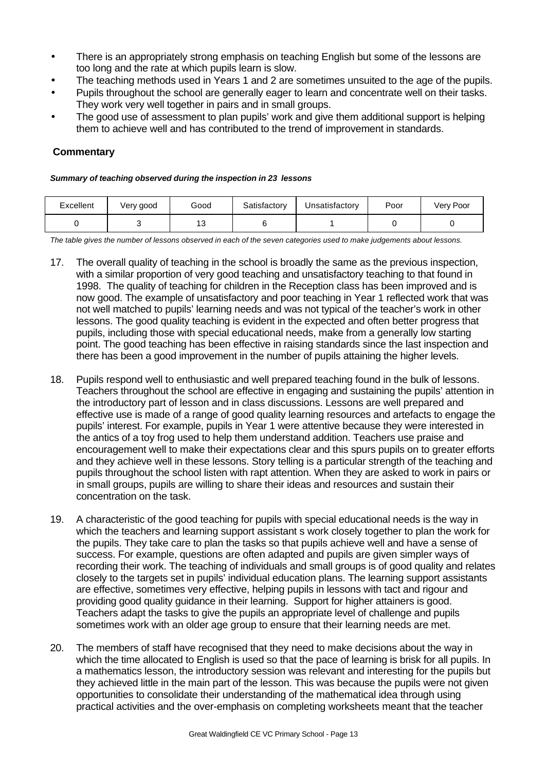- There is an appropriately strong emphasis on teaching English but some of the lessons are too long and the rate at which pupils learn is slow.
- The teaching methods used in Years 1 and 2 are sometimes unsuited to the age of the pupils.
- Pupils throughout the school are generally eager to learn and concentrate well on their tasks. They work very well together in pairs and in small groups.
- The good use of assessment to plan pupils' work and give them additional support is helping them to achieve well and has contributed to the trend of improvement in standards.

### Commentary

***Summary of teaching observed during the inspection in 23 lessons***

| Excellent | Very good | Good | Satisfactory | Unsatisfactory | Poor | Very Poor |
|---|---|---|---|---|---|---|
| 0 | 3 | 13 | 6 | 1 | 0 | 0 |

*The table gives the number of lessons observed in each of the seven categories used to make judgements about lessons.*

17. The overall quality of teaching in the school is broadly the same as the previous inspection, with a similar proportion of very good teaching and unsatisfactory teaching to that found in 1998. The quality of teaching for children in the Reception class has been improved and is now good. The example of unsatisfactory and poor teaching in Year 1 reflected work that was not well matched to pupils' learning needs and was not typical of the teacher's work in other lessons. The good quality teaching is evident in the expected and often better progress that pupils, including those with special educational needs, make from a generally low starting point. The good teaching has been effective in raising standards since the last inspection and there has been a good improvement in the number of pupils attaining the higher levels.

18. Pupils respond well to enthusiastic and well prepared teaching found in the bulk of lessons. Teachers throughout the school are effective in engaging and sustaining the pupils' attention in the introductory part of lesson and in class discussions. Lessons are well prepared and effective use is made of a range of good quality learning resources and artefacts to engage the pupils' interest. For example, pupils in Year 1 were attentive because they were interested in the antics of a toy frog used to help them understand addition. Teachers use praise and encouragement well to make their expectations clear and this spurs pupils on to greater efforts and they achieve well in these lessons. Story telling is a particular strength of the teaching and pupils throughout the school listen with rapt attention. When they are asked to work in pairs or in small groups, pupils are willing to share their ideas and resources and sustain their concentration on the task.

19. A characteristic of the good teaching for pupils with special educational needs is the way in which the teachers and learning support assistant s work closely together to plan the work for the pupils. They take care to plan the tasks so that pupils achieve well and have a sense of success. For example, questions are often adapted and pupils are given simpler ways of recording their work. The teaching of individuals and small groups is of good quality and relates closely to the targets set in pupils' individual education plans. The learning support assistants are effective, sometimes very effective, helping pupils in lessons with tact and rigour and providing good quality guidance in their learning. Support for higher attainers is good. Teachers adapt the tasks to give the pupils an appropriate level of challenge and pupils sometimes work with an older age group to ensure that their learning needs are met.

20. The members of staff have recognised that they need to make decisions about the way in which the time allocated to English is used so that the pace of learning is brisk for all pupils. In a mathematics lesson, the introductory session was relevant and interesting for the pupils but they achieved little in the main part of the lesson. This was because the pupils were not given opportunities to consolidate their understanding of the mathematical idea through using practical activities and the over-emphasis on completing worksheets meant that the teacher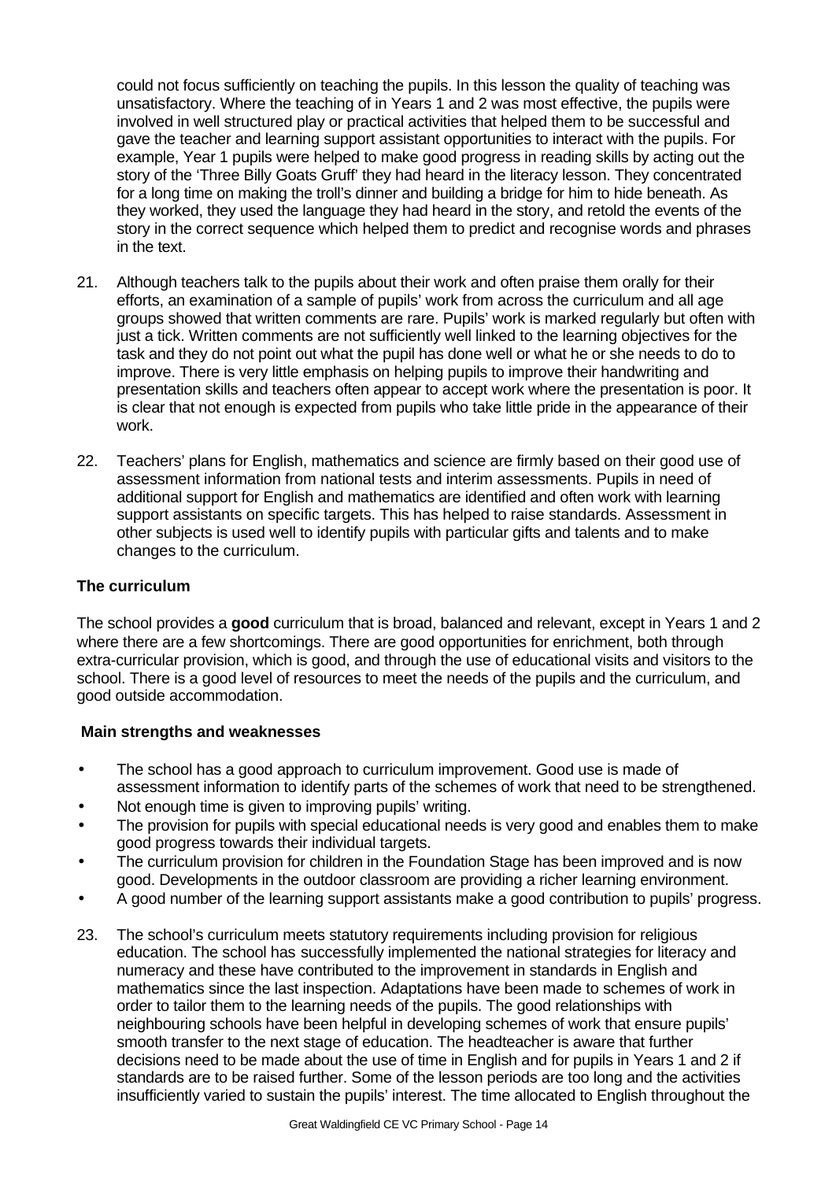could not focus sufficiently on teaching the pupils. In this lesson the quality of teaching was unsatisfactory. Where the teaching of in Years 1 and 2 was most effective, the pupils were involved in well structured play or practical activities that helped them to be successful and gave the teacher and learning support assistant opportunities to interact with the pupils. For example, Year 1 pupils were helped to make good progress in reading skills by acting out the story of the 'Three Billy Goats Gruff' they had heard in the literacy lesson. They concentrated for a long time on making the troll's dinner and building a bridge for him to hide beneath. As they worked, they used the language they had heard in the story, and retold the events of the story in the correct sequence which helped them to predict and recognise words and phrases in the text.

21. Although teachers talk to the pupils about their work and often praise them orally for their efforts, an examination of a sample of pupils' work from across the curriculum and all age groups showed that written comments are rare. Pupils' work is marked regularly but often with just a tick. Written comments are not sufficiently well linked to the learning objectives for the task and they do not point out what the pupil has done well or what he or she needs to do to improve. There is very little emphasis on helping pupils to improve their handwriting and presentation skills and teachers often appear to accept work where the presentation is poor. It is clear that not enough is expected from pupils who take little pride in the appearance of their work.

22. Teachers' plans for English, mathematics and science are firmly based on their good use of assessment information from national tests and interim assessments. Pupils in need of additional support for English and mathematics are identified and often work with learning support assistants on specific targets. This has helped to raise standards. Assessment in other subjects is used well to identify pupils with particular gifts and talents and to make changes to the curriculum.

### The curriculum

The school provides a **good** curriculum that is broad, balanced and relevant, except in Years 1 and 2 where there are a few shortcomings. There are good opportunities for enrichment, both through extra-curricular provision, which is good, and through the use of educational visits and visitors to the school. There is a good level of resources to meet the needs of the pupils and the curriculum, and good outside accommodation.

#### Main strengths and weaknesses

- The school has a good approach to curriculum improvement. Good use is made of assessment information to identify parts of the schemes of work that need to be strengthened.
- Not enough time is given to improving pupils' writing.
- The provision for pupils with special educational needs is very good and enables them to make good progress towards their individual targets.
- The curriculum provision for children in the Foundation Stage has been improved and is now good. Developments in the outdoor classroom are providing a richer learning environment.
- A good number of the learning support assistants make a good contribution to pupils' progress.

23. The school's curriculum meets statutory requirements including provision for religious education. The school has successfully implemented the national strategies for literacy and numeracy and these have contributed to the improvement in standards in English and mathematics since the last inspection. Adaptations have been made to schemes of work in order to tailor them to the learning needs of the pupils. The good relationships with neighbouring schools have been helpful in developing schemes of work that ensure pupils' smooth transfer to the next stage of education. The headteacher is aware that further decisions need to be made about the use of time in English and for pupils in Years 1 and 2 if standards are to be raised further. Some of the lesson periods are too long and the activities insufficiently varied to sustain the pupils' interest. The time allocated to English throughout the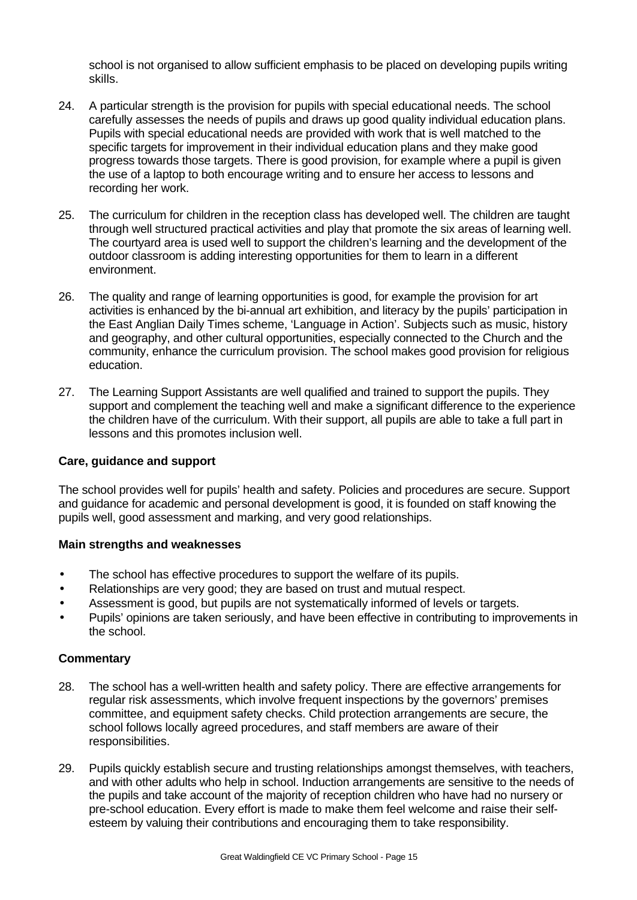school is not organised to allow sufficient emphasis to be placed on developing pupils writing skills.

24. A particular strength is the provision for pupils with special educational needs. The school carefully assesses the needs of pupils and draws up good quality individual education plans. Pupils with special educational needs are provided with work that is well matched to the specific targets for improvement in their individual education plans and they make good progress towards those targets. There is good provision, for example where a pupil is given the use of a laptop to both encourage writing and to ensure her access to lessons and recording her work.

25. The curriculum for children in the reception class has developed well. The children are taught through well structured practical activities and play that promote the six areas of learning well. The courtyard area is used well to support the children's learning and the development of the outdoor classroom is adding interesting opportunities for them to learn in a different environment.

26. The quality and range of learning opportunities is good, for example the provision for art activities is enhanced by the bi-annual art exhibition, and literacy by the pupils' participation in the East Anglian Daily Times scheme, 'Language in Action'. Subjects such as music, history and geography, and other cultural opportunities, especially connected to the Church and the community, enhance the curriculum provision. The school makes good provision for religious education.

27. The Learning Support Assistants are well qualified and trained to support the pupils. They support and complement the teaching well and make a significant difference to the experience the children have of the curriculum. With their support, all pupils are able to take a full part in lessons and this promotes inclusion well.

### Care, guidance and support

The school provides well for pupils' health and safety. Policies and procedures are secure. Support and guidance for academic and personal development is good, it is founded on staff knowing the pupils well, good assessment and marking, and very good relationships.

#### Main strengths and weaknesses

- The school has effective procedures to support the welfare of its pupils.
- Relationships are very good; they are based on trust and mutual respect.
- Assessment is good, but pupils are not systematically informed of levels or targets.
- Pupils' opinions are taken seriously, and have been effective in contributing to improvements in the school.

#### Commentary

28. The school has a well-written health and safety policy. There are effective arrangements for regular risk assessments, which involve frequent inspections by the governors' premises committee, and equipment safety checks. Child protection arrangements are secure, the school follows locally agreed procedures, and staff members are aware of their responsibilities.

29. Pupils quickly establish secure and trusting relationships amongst themselves, with teachers, and with other adults who help in school. Induction arrangements are sensitive to the needs of the pupils and take account of the majority of reception children who have had no nursery or pre-school education. Every effort is made to make them feel welcome and raise their self-esteem by valuing their contributions and encouraging them to take responsibility.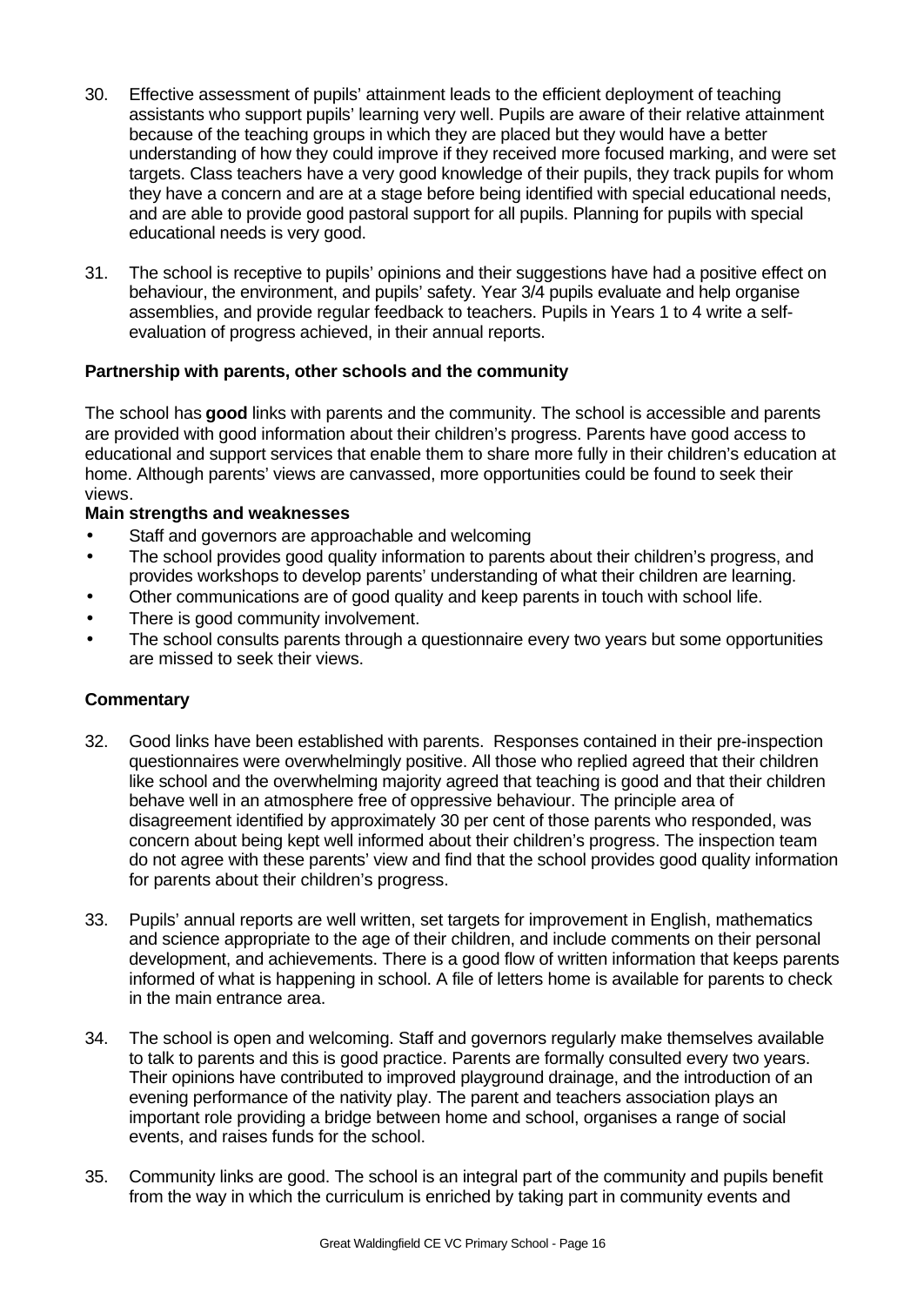30. Effective assessment of pupils' attainment leads to the efficient deployment of teaching assistants who support pupils' learning very well. Pupils are aware of their relative attainment because of the teaching groups in which they are placed but they would have a better understanding of how they could improve if they received more focused marking, and were set targets. Class teachers have a very good knowledge of their pupils, they track pupils for whom they have a concern and are at a stage before being identified with special educational needs, and are able to provide good pastoral support for all pupils. Planning for pupils with special educational needs is very good.

31. The school is receptive to pupils' opinions and their suggestions have had a positive effect on behaviour, the environment, and pupils' safety. Year 3/4 pupils evaluate and help organise assemblies, and provide regular feedback to teachers. Pupils in Years 1 to 4 write a self-evaluation of progress achieved, in their annual reports.

### Partnership with parents, other schools and the community

The school has **good** links with parents and the community. The school is accessible and parents are provided with good information about their children's progress. Parents have good access to educational and support services that enable them to share more fully in their children's education at home. Although parents' views are canvassed, more opportunities could be found to seek their views.

**Main strengths and weaknesses**

- Staff and governors are approachable and welcoming
- The school provides good quality information to parents about their children's progress, and provides workshops to develop parents' understanding of what their children are learning.
- Other communications are of good quality and keep parents in touch with school life.
- There is good community involvement.
- The school consults parents through a questionnaire every two years but some opportunities are missed to seek their views.

### Commentary

32. Good links have been established with parents. Responses contained in their pre-inspection questionnaires were overwhelmingly positive. All those who replied agreed that their children like school and the overwhelming majority agreed that teaching is good and that their children behave well in an atmosphere free of oppressive behaviour. The principle area of disagreement identified by approximately 30 per cent of those parents who responded, was concern about being kept well informed about their children's progress. The inspection team do not agree with these parents' view and find that the school provides good quality information for parents about their children's progress.

33. Pupils' annual reports are well written, set targets for improvement in English, mathematics and science appropriate to the age of their children, and include comments on their personal development, and achievements. There is a good flow of written information that keeps parents informed of what is happening in school. A file of letters home is available for parents to check in the main entrance area.

34. The school is open and welcoming. Staff and governors regularly make themselves available to talk to parents and this is good practice. Parents are formally consulted every two years. Their opinions have contributed to improved playground drainage, and the introduction of an evening performance of the nativity play. The parent and teachers association plays an important role providing a bridge between home and school, organises a range of social events, and raises funds for the school.

35. Community links are good. The school is an integral part of the community and pupils benefit from the way in which the curriculum is enriched by taking part in community events and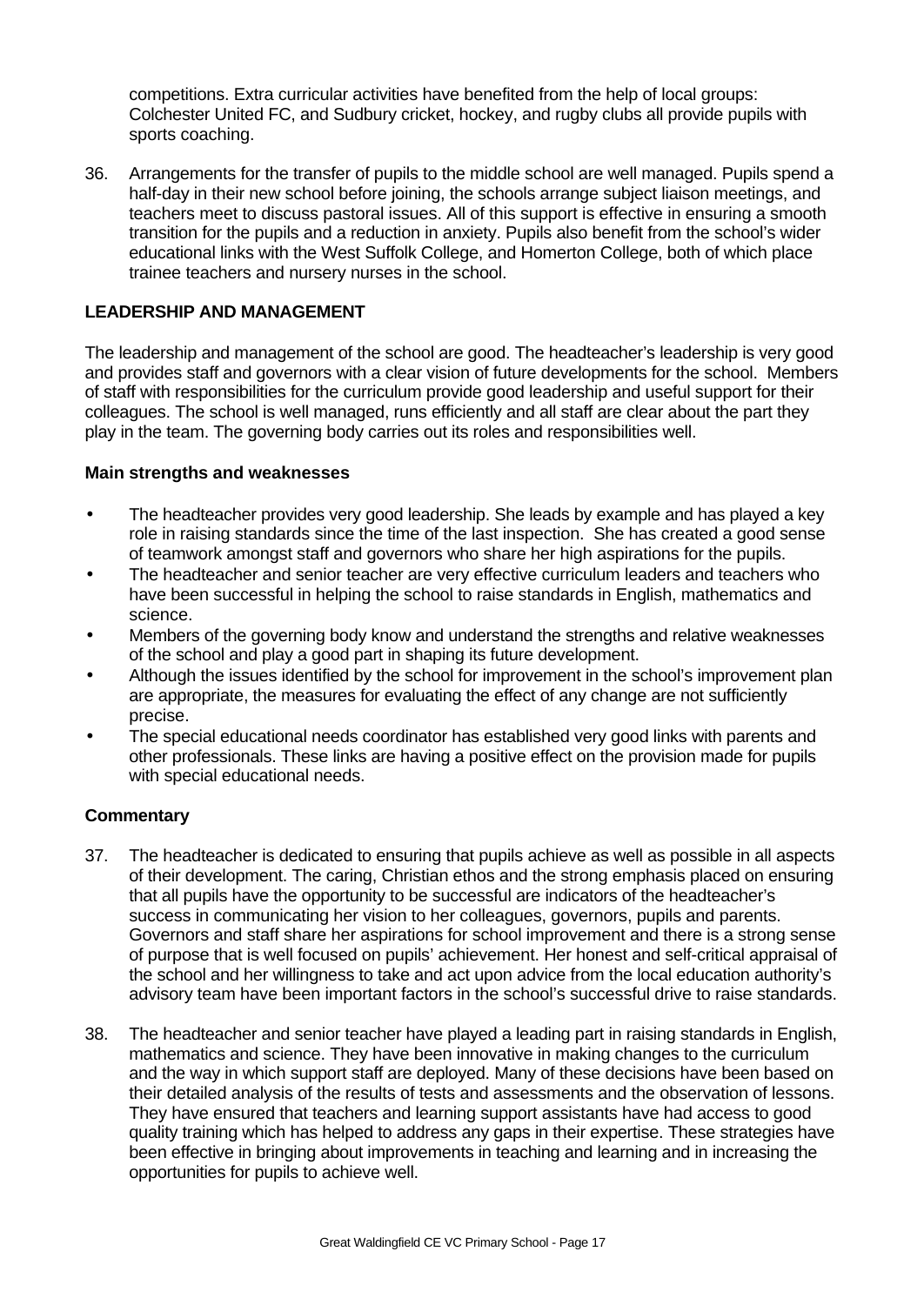competitions. Extra curricular activities have benefited from the help of local groups: Colchester United FC, and Sudbury cricket, hockey, and rugby clubs all provide pupils with sports coaching.

36. Arrangements for the transfer of pupils to the middle school are well managed. Pupils spend a half-day in their new school before joining, the schools arrange subject liaison meetings, and teachers meet to discuss pastoral issues. All of this support is effective in ensuring a smooth transition for the pupils and a reduction in anxiety. Pupils also benefit from the school's wider educational links with the West Suffolk College, and Homerton College, both of which place trainee teachers and nursery nurses in the school.

## LEADERSHIP AND MANAGEMENT

The leadership and management of the school are good. The headteacher's leadership is very good and provides staff and governors with a clear vision of future developments for the school. Members of staff with responsibilities for the curriculum provide good leadership and useful support for their colleagues. The school is well managed, runs efficiently and all staff are clear about the part they play in the team. The governing body carries out its roles and responsibilities well.

### Main strengths and weaknesses

- The headteacher provides very good leadership. She leads by example and has played a key role in raising standards since the time of the last inspection. She has created a good sense of teamwork amongst staff and governors who share her high aspirations for the pupils.
- The headteacher and senior teacher are very effective curriculum leaders and teachers who have been successful in helping the school to raise standards in English, mathematics and science.
- Members of the governing body know and understand the strengths and relative weaknesses of the school and play a good part in shaping its future development.
- Although the issues identified by the school for improvement in the school's improvement plan are appropriate, the measures for evaluating the effect of any change are not sufficiently precise.
- The special educational needs coordinator has established very good links with parents and other professionals. These links are having a positive effect on the provision made for pupils with special educational needs.

### Commentary

37. The headteacher is dedicated to ensuring that pupils achieve as well as possible in all aspects of their development. The caring, Christian ethos and the strong emphasis placed on ensuring that all pupils have the opportunity to be successful are indicators of the headteacher's success in communicating her vision to her colleagues, governors, pupils and parents. Governors and staff share her aspirations for school improvement and there is a strong sense of purpose that is well focused on pupils' achievement. Her honest and self-critical appraisal of the school and her willingness to take and act upon advice from the local education authority's advisory team have been important factors in the school's successful drive to raise standards.

38. The headteacher and senior teacher have played a leading part in raising standards in English, mathematics and science. They have been innovative in making changes to the curriculum and the way in which support staff are deployed. Many of these decisions have been based on their detailed analysis of the results of tests and assessments and the observation of lessons. They have ensured that teachers and learning support assistants have had access to good quality training which has helped to address any gaps in their expertise. These strategies have been effective in bringing about improvements in teaching and learning and in increasing the opportunities for pupils to achieve well.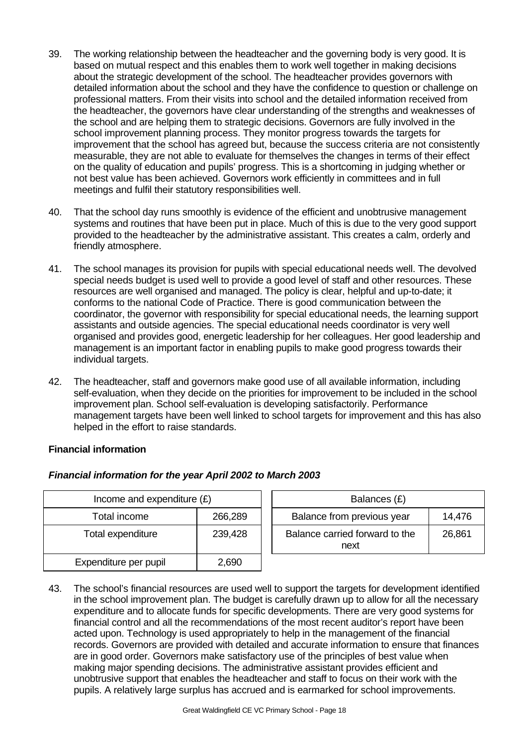39. The working relationship between the headteacher and the governing body is very good. It is based on mutual respect and this enables them to work well together in making decisions about the strategic development of the school. The headteacher provides governors with detailed information about the school and they have the confidence to question or challenge on professional matters. From their visits into school and the detailed information received from the headteacher, the governors have clear understanding of the strengths and weaknesses of the school and are helping them to strategic decisions. Governors are fully involved in the school improvement planning process. They monitor progress towards the targets for improvement that the school has agreed but, because the success criteria are not consistently measurable, they are not able to evaluate for themselves the changes in terms of their effect on the quality of education and pupils' progress. This is a shortcoming in judging whether or not best value has been achieved. Governors work efficiently in committees and in full meetings and fulfil their statutory responsibilities well.

40. That the school day runs smoothly is evidence of the efficient and unobtrusive management systems and routines that have been put in place. Much of this is due to the very good support provided to the headteacher by the administrative assistant. This creates a calm, orderly and friendly atmosphere.

41. The school manages its provision for pupils with special educational needs well. The devolved special needs budget is used well to provide a good level of staff and other resources. These resources are well organised and managed. The policy is clear, helpful and up-to-date; it conforms to the national Code of Practice. There is good communication between the coordinator, the governor with responsibility for special educational needs, the learning support assistants and outside agencies. The special educational needs coordinator is very well organised and provides good, energetic leadership for her colleagues. Her good leadership and management is an important factor in enabling pupils to make good progress towards their individual targets.

42. The headteacher, staff and governors make good use of all available information, including self-evaluation, when they decide on the priorities for improvement to be included in the school improvement plan. School self-evaluation is developing satisfactorily. Performance management targets have been well linked to school targets for improvement and this has also helped in the effort to raise standards.

**Financial information**

***Financial information for the year April 2002 to March 2003***

| Income and expenditure (£) | |
|---|---|
| Total income | 266,289 |
| Total expenditure | 239,428 |
| Expenditure per pupil | 2,690 |

| Balances (£) | |
|---|---|
| Balance from previous year | 14,476 |
| Balance carried forward to the next | 26,861 |

43. The school's financial resources are used well to support the targets for development identified in the school improvement plan. The budget is carefully drawn up to allow for all the necessary expenditure and to allocate funds for specific developments. There are very good systems for financial control and all the recommendations of the most recent auditor's report have been acted upon. Technology is used appropriately to help in the management of the financial records. Governors are provided with detailed and accurate information to ensure that finances are in good order. Governors make satisfactory use of the principles of best value when making major spending decisions. The administrative assistant provides efficient and unobtrusive support that enables the headteacher and staff to focus on their work with the pupils. A relatively large surplus has accrued and is earmarked for school improvements.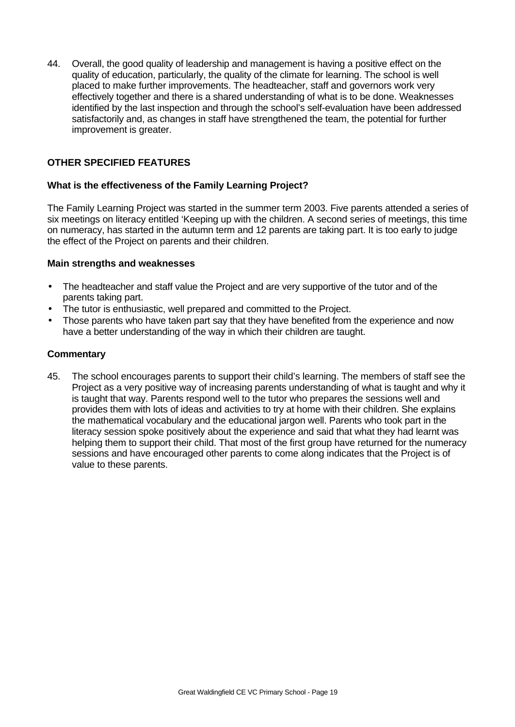44. Overall, the good quality of leadership and management is having a positive effect on the quality of education, particularly, the quality of the climate for learning. The school is well placed to make further improvements. The headteacher, staff and governors work very effectively together and there is a shared understanding of what is to be done. Weaknesses identified by the last inspection and through the school's self-evaluation have been addressed satisfactorily and, as changes in staff have strengthened the team, the potential for further improvement is greater.

## OTHER SPECIFIED FEATURES

### What is the effectiveness of the Family Learning Project?

The Family Learning Project was started in the summer term 2003. Five parents attended a series of six meetings on literacy entitled 'Keeping up with the children. A second series of meetings, this time on numeracy, has started in the autumn term and 12 parents are taking part. It is too early to judge the effect of the Project on parents and their children.

### Main strengths and weaknesses

- The headteacher and staff value the Project and are very supportive of the tutor and of the parents taking part.
- The tutor is enthusiastic, well prepared and committed to the Project.
- Those parents who have taken part say that they have benefited from the experience and now have a better understanding of the way in which their children are taught.

### Commentary

45. The school encourages parents to support their child's learning. The members of staff see the Project as a very positive way of increasing parents understanding of what is taught and why it is taught that way. Parents respond well to the tutor who prepares the sessions well and provides them with lots of ideas and activities to try at home with their children. She explains the mathematical vocabulary and the educational jargon well. Parents who took part in the literacy session spoke positively about the experience and said that what they had learnt was helping them to support their child. That most of the first group have returned for the numeracy sessions and have encouraged other parents to come along indicates that the Project is of value to these parents.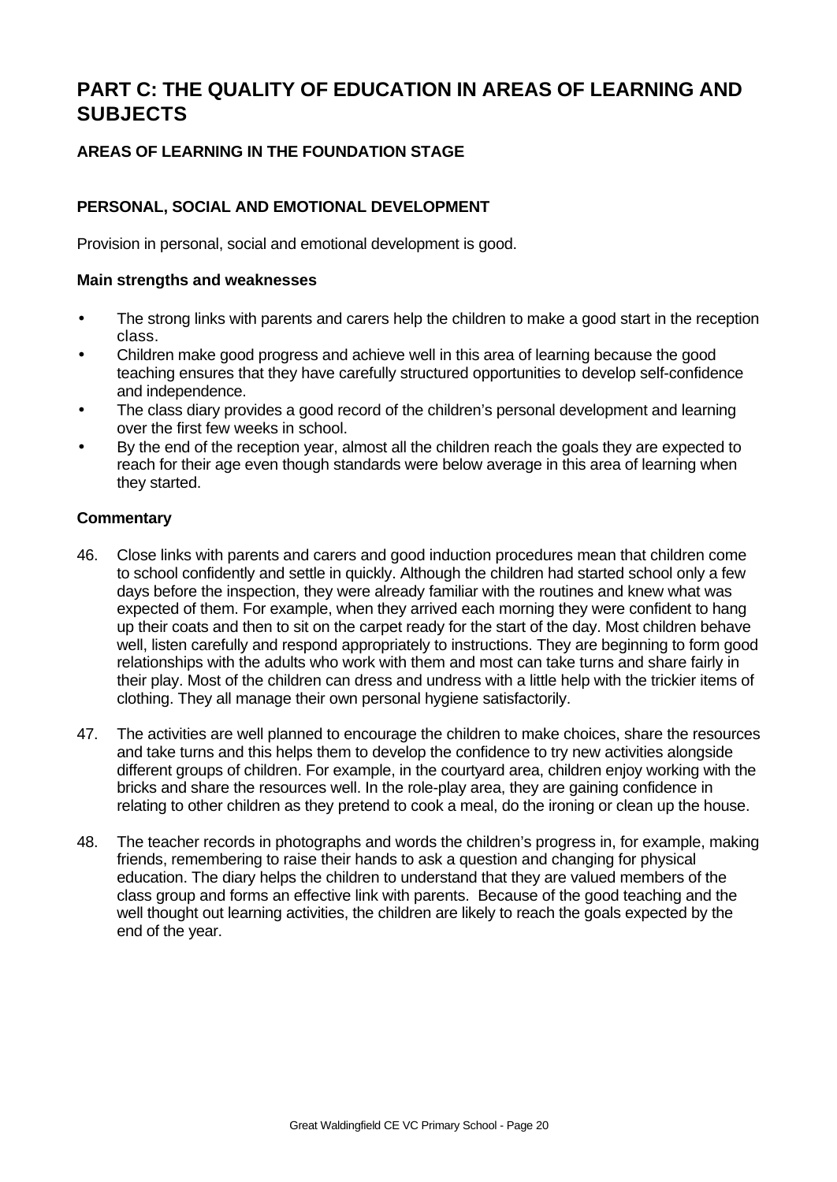# PART C: THE QUALITY OF EDUCATION IN AREAS OF LEARNING AND SUBJECTS

## AREAS OF LEARNING IN THE FOUNDATION STAGE

### PERSONAL, SOCIAL AND EMOTIONAL DEVELOPMENT

Provision in personal, social and emotional development is good.

**Main strengths and weaknesses**

- The strong links with parents and carers help the children to make a good start in the reception class.
- Children make good progress and achieve well in this area of learning because the good teaching ensures that they have carefully structured opportunities to develop self-confidence and independence.
- The class diary provides a good record of the children's personal development and learning over the first few weeks in school.
- By the end of the reception year, almost all the children reach the goals they are expected to reach for their age even though standards were below average in this area of learning when they started.

**Commentary**

46. Close links with parents and carers and good induction procedures mean that children come to school confidently and settle in quickly. Although the children had started school only a few days before the inspection, they were already familiar with the routines and knew what was expected of them. For example, when they arrived each morning they were confident to hang up their coats and then to sit on the carpet ready for the start of the day. Most children behave well, listen carefully and respond appropriately to instructions. They are beginning to form good relationships with the adults who work with them and most can take turns and share fairly in their play. Most of the children can dress and undress with a little help with the trickier items of clothing. They all manage their own personal hygiene satisfactorily.

47. The activities are well planned to encourage the children to make choices, share the resources and take turns and this helps them to develop the confidence to try new activities alongside different groups of children. For example, in the courtyard area, children enjoy working with the bricks and share the resources well. In the role-play area, they are gaining confidence in relating to other children as they pretend to cook a meal, do the ironing or clean up the house.

48. The teacher records in photographs and words the children's progress in, for example, making friends, remembering to raise their hands to ask a question and changing for physical education. The diary helps the children to understand that they are valued members of the class group and forms an effective link with parents. Because of the good teaching and the well thought out learning activities, the children are likely to reach the goals expected by the end of the year.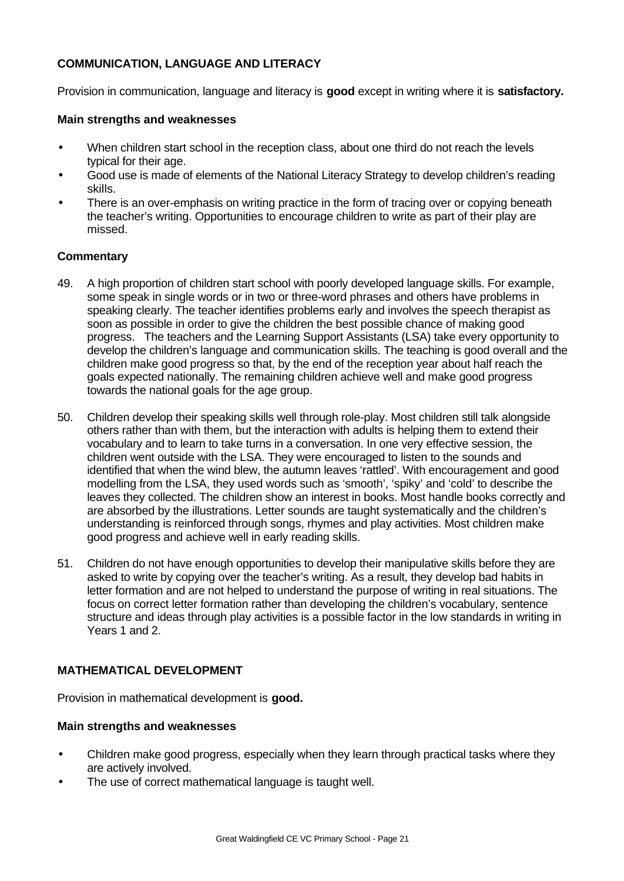### COMMUNICATION, LANGUAGE AND LITERACY

Provision in communication, language and literacy is **good** except in writing where it is **satisfactory.**

#### Main strengths and weaknesses

- When children start school in the reception class, about one third do not reach the levels typical for their age.
- Good use is made of elements of the National Literacy Strategy to develop children's reading skills.
- There is an over-emphasis on writing practice in the form of tracing over or copying beneath the teacher's writing. Opportunities to encourage children to write as part of their play are missed.

#### Commentary

49. A high proportion of children start school with poorly developed language skills. For example, some speak in single words or in two or three-word phrases and others have problems in speaking clearly. The teacher identifies problems early and involves the speech therapist as soon as possible in order to give the children the best possible chance of making good progress. The teachers and the Learning Support Assistants (LSA) take every opportunity to develop the children's language and communication skills. The teaching is good overall and the children make good progress so that, by the end of the reception year about half reach the goals expected nationally. The remaining children achieve well and make good progress towards the national goals for the age group.

50. Children develop their speaking skills well through role-play. Most children still talk alongside others rather than with them, but the interaction with adults is helping them to extend their vocabulary and to learn to take turns in a conversation. In one very effective session, the children went outside with the LSA. They were encouraged to listen to the sounds and identified that when the wind blew, the autumn leaves 'rattled'. With encouragement and good modelling from the LSA, they used words such as 'smooth', 'spiky' and 'cold' to describe the leaves they collected. The children show an interest in books. Most handle books correctly and are absorbed by the illustrations. Letter sounds are taught systematically and the children's understanding is reinforced through songs, rhymes and play activities. Most children make good progress and achieve well in early reading skills.

51. Children do not have enough opportunities to develop their manipulative skills before they are asked to write by copying over the teacher's writing. As a result, they develop bad habits in letter formation and are not helped to understand the purpose of writing in real situations. The focus on correct letter formation rather than developing the children's vocabulary, sentence structure and ideas through play activities is a possible factor in the low standards in writing in Years 1 and 2.

### MATHEMATICAL DEVELOPMENT

Provision in mathematical development is **good.**

#### Main strengths and weaknesses

- Children make good progress, especially when they learn through practical tasks where they are actively involved.
- The use of correct mathematical language is taught well.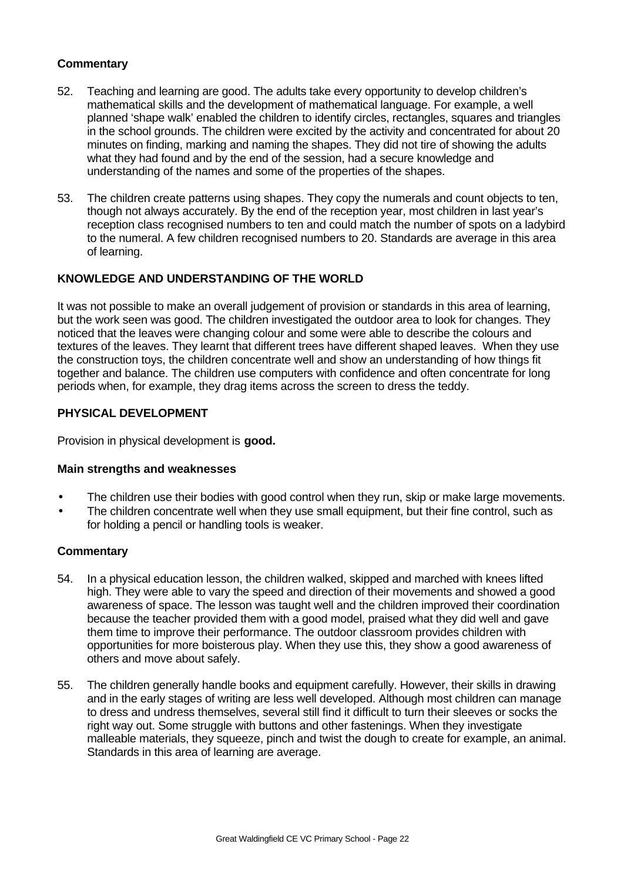**Commentary**

52. Teaching and learning are good. The adults take every opportunity to develop children's mathematical skills and the development of mathematical language. For example, a well planned 'shape walk' enabled the children to identify circles, rectangles, squares and triangles in the school grounds. The children were excited by the activity and concentrated for about 20 minutes on finding, marking and naming the shapes. They did not tire of showing the adults what they had found and by the end of the session, had a secure knowledge and understanding of the names and some of the properties of the shapes.

53. The children create patterns using shapes. They copy the numerals and count objects to ten, though not always accurately. By the end of the reception year, most children in last year's reception class recognised numbers to ten and could match the number of spots on a ladybird to the numeral. A few children recognised numbers to 20. Standards are average in this area of learning.

**KNOWLEDGE AND UNDERSTANDING OF THE WORLD**

It was not possible to make an overall judgement of provision or standards in this area of learning, but the work seen was good. The children investigated the outdoor area to look for changes. They noticed that the leaves were changing colour and some were able to describe the colours and textures of the leaves. They learnt that different trees have different shaped leaves. When they use the construction toys, the children concentrate well and show an understanding of how things fit together and balance. The children use computers with confidence and often concentrate for long periods when, for example, they drag items across the screen to dress the teddy.

**PHYSICAL DEVELOPMENT**

Provision in physical development is **good.**

**Main strengths and weaknesses**

- The children use their bodies with good control when they run, skip or make large movements.
- The children concentrate well when they use small equipment, but their fine control, such as for holding a pencil or handling tools is weaker.

**Commentary**

54. In a physical education lesson, the children walked, skipped and marched with knees lifted high. They were able to vary the speed and direction of their movements and showed a good awareness of space. The lesson was taught well and the children improved their coordination because the teacher provided them with a good model, praised what they did well and gave them time to improve their performance. The outdoor classroom provides children with opportunities for more boisterous play. When they use this, they show a good awareness of others and move about safely.

55. The children generally handle books and equipment carefully. However, their skills in drawing and in the early stages of writing are less well developed. Although most children can manage to dress and undress themselves, several still find it difficult to turn their sleeves or socks the right way out. Some struggle with buttons and other fastenings. When they investigate malleable materials, they squeeze, pinch and twist the dough to create for example, an animal. Standards in this area of learning are average.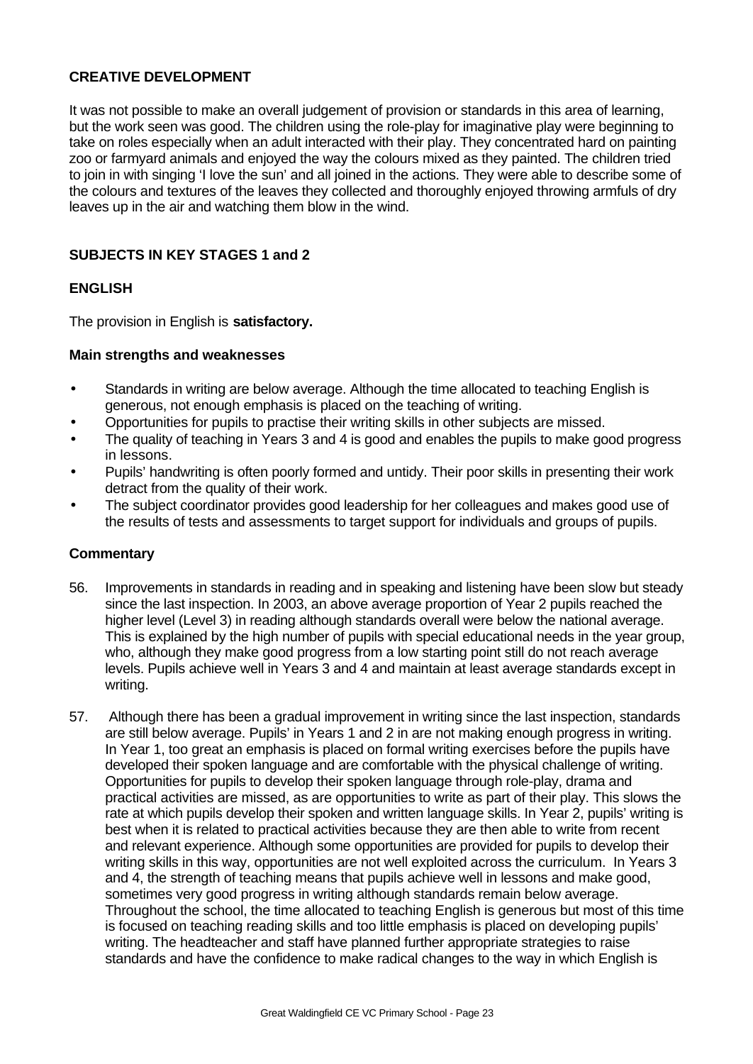## CREATIVE DEVELOPMENT

It was not possible to make an overall judgement of provision or standards in this area of learning, but the work seen was good. The children using the role-play for imaginative play were beginning to take on roles especially when an adult interacted with their play. They concentrated hard on painting zoo or farmyard animals and enjoyed the way the colours mixed as they painted. The children tried to join in with singing 'I love the sun' and all joined in the actions. They were able to describe some of the colours and textures of the leaves they collected and thoroughly enjoyed throwing armfuls of dry leaves up in the air and watching them blow in the wind.

## SUBJECTS IN KEY STAGES 1 and 2

### ENGLISH

The provision in English is **satisfactory.**

#### Main strengths and weaknesses

- Standards in writing are below average. Although the time allocated to teaching English is generous, not enough emphasis is placed on the teaching of writing.
- Opportunities for pupils to practise their writing skills in other subjects are missed.
- The quality of teaching in Years 3 and 4 is good and enables the pupils to make good progress in lessons.
- Pupils' handwriting is often poorly formed and untidy. Their poor skills in presenting their work detract from the quality of their work.
- The subject coordinator provides good leadership for her colleagues and makes good use of the results of tests and assessments to target support for individuals and groups of pupils.

#### Commentary

56. Improvements in standards in reading and in speaking and listening have been slow but steady since the last inspection. In 2003, an above average proportion of Year 2 pupils reached the higher level (Level 3) in reading although standards overall were below the national average. This is explained by the high number of pupils with special educational needs in the year group, who, although they make good progress from a low starting point still do not reach average levels. Pupils achieve well in Years 3 and 4 and maintain at least average standards except in writing.

57. Although there has been a gradual improvement in writing since the last inspection, standards are still below average. Pupils' in Years 1 and 2 in are not making enough progress in writing. In Year 1, too great an emphasis is placed on formal writing exercises before the pupils have developed their spoken language and are comfortable with the physical challenge of writing. Opportunities for pupils to develop their spoken language through role-play, drama and practical activities are missed, as are opportunities to write as part of their play. This slows the rate at which pupils develop their spoken and written language skills. In Year 2, pupils' writing is best when it is related to practical activities because they are then able to write from recent and relevant experience. Although some opportunities are provided for pupils to develop their writing skills in this way, opportunities are not well exploited across the curriculum. In Years 3 and 4, the strength of teaching means that pupils achieve well in lessons and make good, sometimes very good progress in writing although standards remain below average. Throughout the school, the time allocated to teaching English is generous but most of this time is focused on teaching reading skills and too little emphasis is placed on developing pupils' writing. The headteacher and staff have planned further appropriate strategies to raise standards and have the confidence to make radical changes to the way in which English is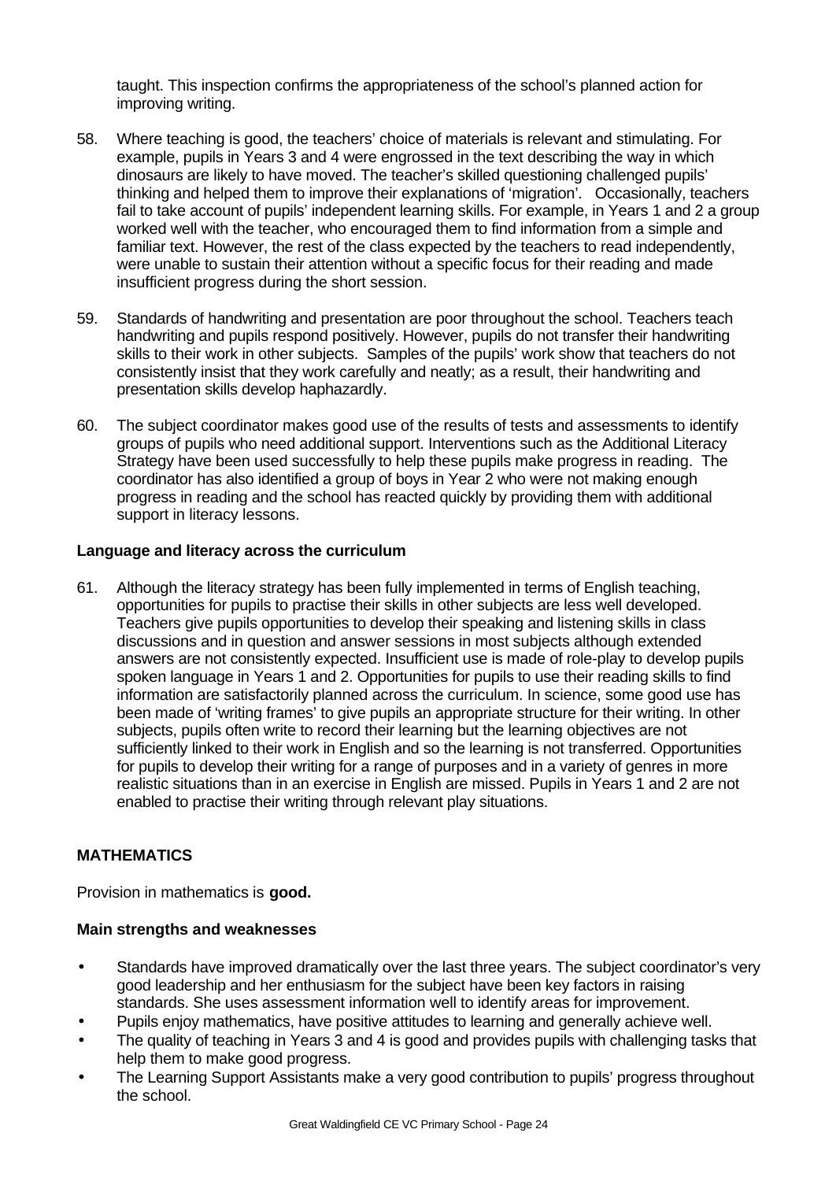taught. This inspection confirms the appropriateness of the school's planned action for improving writing.

58. Where teaching is good, the teachers' choice of materials is relevant and stimulating. For example, pupils in Years 3 and 4 were engrossed in the text describing the way in which dinosaurs are likely to have moved. The teacher's skilled questioning challenged pupils' thinking and helped them to improve their explanations of 'migration'. Occasionally, teachers fail to take account of pupils' independent learning skills. For example, in Years 1 and 2 a group worked well with the teacher, who encouraged them to find information from a simple and familiar text. However, the rest of the class expected by the teachers to read independently, were unable to sustain their attention without a specific focus for their reading and made insufficient progress during the short session.

59. Standards of handwriting and presentation are poor throughout the school. Teachers teach handwriting and pupils respond positively. However, pupils do not transfer their handwriting skills to their work in other subjects. Samples of the pupils' work show that teachers do not consistently insist that they work carefully and neatly; as a result, their handwriting and presentation skills develop haphazardly.

60. The subject coordinator makes good use of the results of tests and assessments to identify groups of pupils who need additional support. Interventions such as the Additional Literacy Strategy have been used successfully to help these pupils make progress in reading. The coordinator has also identified a group of boys in Year 2 who were not making enough progress in reading and the school has reacted quickly by providing them with additional support in literacy lessons.

**Language and literacy across the curriculum**

61. Although the literacy strategy has been fully implemented in terms of English teaching, opportunities for pupils to practise their skills in other subjects are less well developed. Teachers give pupils opportunities to develop their speaking and listening skills in class discussions and in question and answer sessions in most subjects although extended answers are not consistently expected. Insufficient use is made of role-play to develop pupils spoken language in Years 1 and 2. Opportunities for pupils to use their reading skills to find information are satisfactorily planned across the curriculum. In science, some good use has been made of 'writing frames' to give pupils an appropriate structure for their writing. In other subjects, pupils often write to record their learning but the learning objectives are not sufficiently linked to their work in English and so the learning is not transferred. Opportunities for pupils to develop their writing for a range of purposes and in a variety of genres in more realistic situations than in an exercise in English are missed. Pupils in Years 1 and 2 are not enabled to practise their writing through relevant play situations.

**MATHEMATICS**

Provision in mathematics is **good.**

**Main strengths and weaknesses**

- Standards have improved dramatically over the last three years. The subject coordinator's very good leadership and her enthusiasm for the subject have been key factors in raising standards. She uses assessment information well to identify areas for improvement.
- Pupils enjoy mathematics, have positive attitudes to learning and generally achieve well.
- The quality of teaching in Years 3 and 4 is good and provides pupils with challenging tasks that help them to make good progress.
- The Learning Support Assistants make a very good contribution to pupils' progress throughout the school.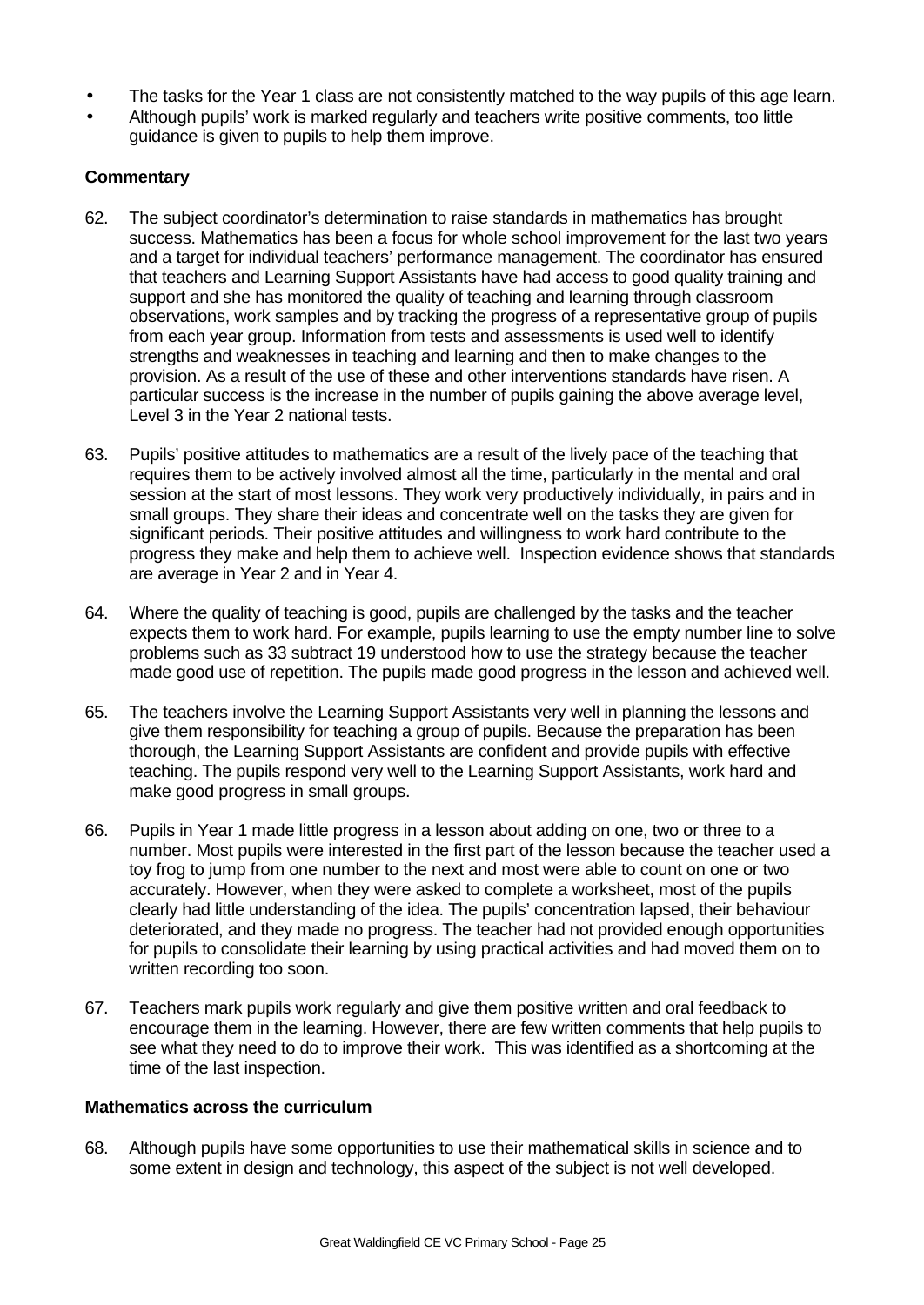- The tasks for the Year 1 class are not consistently matched to the way pupils of this age learn.
- Although pupils' work is marked regularly and teachers write positive comments, too little guidance is given to pupils to help them improve.

**Commentary**

62. The subject coordinator's determination to raise standards in mathematics has brought success. Mathematics has been a focus for whole school improvement for the last two years and a target for individual teachers' performance management. The coordinator has ensured that teachers and Learning Support Assistants have had access to good quality training and support and she has monitored the quality of teaching and learning through classroom observations, work samples and by tracking the progress of a representative group of pupils from each year group. Information from tests and assessments is used well to identify strengths and weaknesses in teaching and learning and then to make changes to the provision. As a result of the use of these and other interventions standards have risen. A particular success is the increase in the number of pupils gaining the above average level, Level 3 in the Year 2 national tests.

63. Pupils' positive attitudes to mathematics are a result of the lively pace of the teaching that requires them to be actively involved almost all the time, particularly in the mental and oral session at the start of most lessons. They work very productively individually, in pairs and in small groups. They share their ideas and concentrate well on the tasks they are given for significant periods. Their positive attitudes and willingness to work hard contribute to the progress they make and help them to achieve well. Inspection evidence shows that standards are average in Year 2 and in Year 4.

64. Where the quality of teaching is good, pupils are challenged by the tasks and the teacher expects them to work hard. For example, pupils learning to use the empty number line to solve problems such as 33 subtract 19 understood how to use the strategy because the teacher made good use of repetition. The pupils made good progress in the lesson and achieved well.

65. The teachers involve the Learning Support Assistants very well in planning the lessons and give them responsibility for teaching a group of pupils. Because the preparation has been thorough, the Learning Support Assistants are confident and provide pupils with effective teaching. The pupils respond very well to the Learning Support Assistants, work hard and make good progress in small groups.

66. Pupils in Year 1 made little progress in a lesson about adding on one, two or three to a number. Most pupils were interested in the first part of the lesson because the teacher used a toy frog to jump from one number to the next and most were able to count on one or two accurately. However, when they were asked to complete a worksheet, most of the pupils clearly had little understanding of the idea. The pupils' concentration lapsed, their behaviour deteriorated, and they made no progress. The teacher had not provided enough opportunities for pupils to consolidate their learning by using practical activities and had moved them on to written recording too soon.

67. Teachers mark pupils work regularly and give them positive written and oral feedback to encourage them in the learning. However, there are few written comments that help pupils to see what they need to do to improve their work. This was identified as a shortcoming at the time of the last inspection.

**Mathematics across the curriculum**

68. Although pupils have some opportunities to use their mathematical skills in science and to some extent in design and technology, this aspect of the subject is not well developed.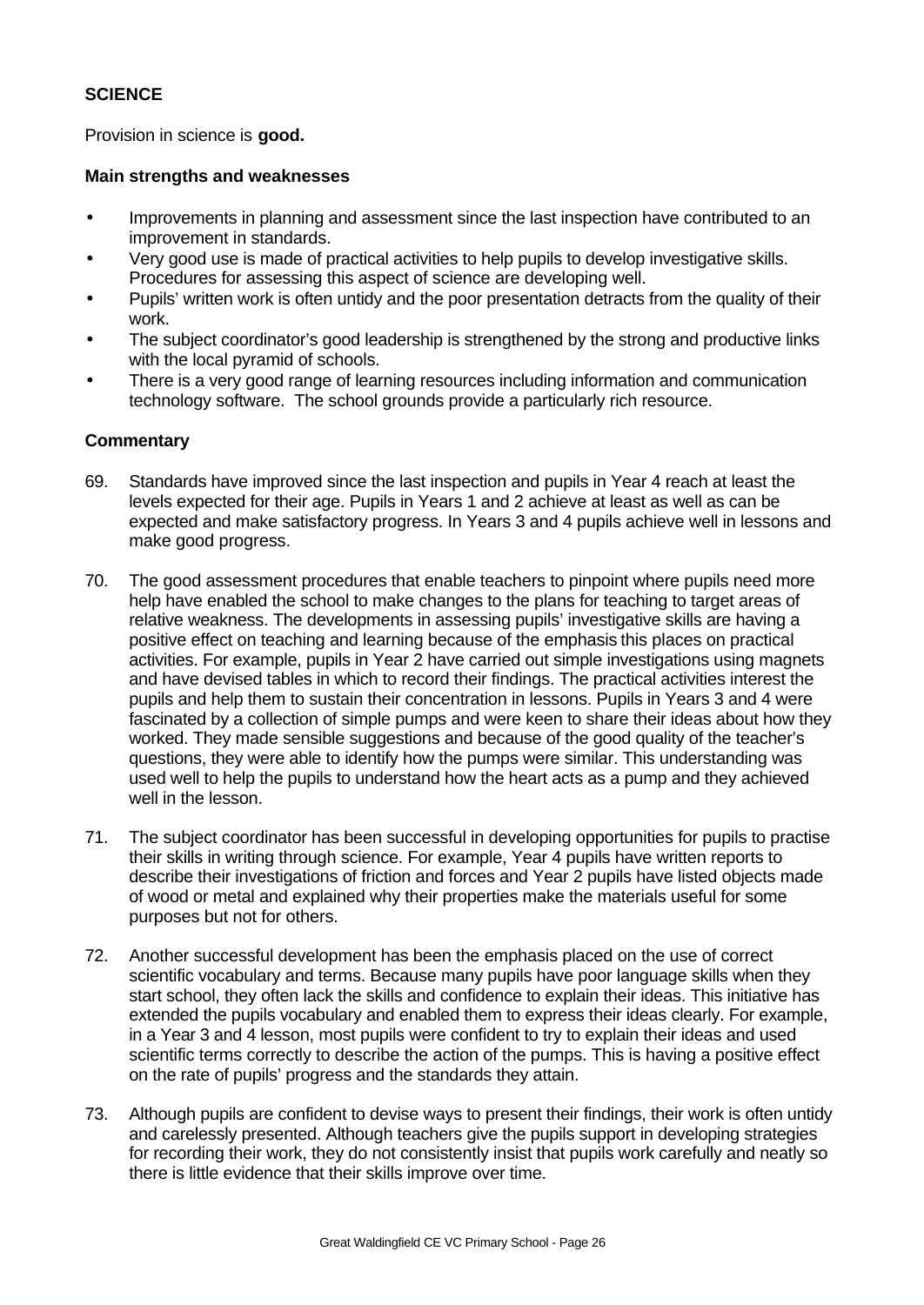## SCIENCE

Provision in science is **good.**

### Main strengths and weaknesses

- Improvements in planning and assessment since the last inspection have contributed to an improvement in standards.
- Very good use is made of practical activities to help pupils to develop investigative skills. Procedures for assessing this aspect of science are developing well.
- Pupils' written work is often untidy and the poor presentation detracts from the quality of their work.
- The subject coordinator's good leadership is strengthened by the strong and productive links with the local pyramid of schools.
- There is a very good range of learning resources including information and communication technology software. The school grounds provide a particularly rich resource.

### Commentary

69. Standards have improved since the last inspection and pupils in Year 4 reach at least the levels expected for their age. Pupils in Years 1 and 2 achieve at least as well as can be expected and make satisfactory progress. In Years 3 and 4 pupils achieve well in lessons and make good progress.

70. The good assessment procedures that enable teachers to pinpoint where pupils need more help have enabled the school to make changes to the plans for teaching to target areas of relative weakness. The developments in assessing pupils' investigative skills are having a positive effect on teaching and learning because of the emphasis this places on practical activities. For example, pupils in Year 2 have carried out simple investigations using magnets and have devised tables in which to record their findings. The practical activities interest the pupils and help them to sustain their concentration in lessons. Pupils in Years 3 and 4 were fascinated by a collection of simple pumps and were keen to share their ideas about how they worked. They made sensible suggestions and because of the good quality of the teacher's questions, they were able to identify how the pumps were similar. This understanding was used well to help the pupils to understand how the heart acts as a pump and they achieved well in the lesson.

71. The subject coordinator has been successful in developing opportunities for pupils to practise their skills in writing through science. For example, Year 4 pupils have written reports to describe their investigations of friction and forces and Year 2 pupils have listed objects made of wood or metal and explained why their properties make the materials useful for some purposes but not for others.

72. Another successful development has been the emphasis placed on the use of correct scientific vocabulary and terms. Because many pupils have poor language skills when they start school, they often lack the skills and confidence to explain their ideas. This initiative has extended the pupils vocabulary and enabled them to express their ideas clearly. For example, in a Year 3 and 4 lesson, most pupils were confident to try to explain their ideas and used scientific terms correctly to describe the action of the pumps. This is having a positive effect on the rate of pupils' progress and the standards they attain.

73. Although pupils are confident to devise ways to present their findings, their work is often untidy and carelessly presented. Although teachers give the pupils support in developing strategies for recording their work, they do not consistently insist that pupils work carefully and neatly so there is little evidence that their skills improve over time.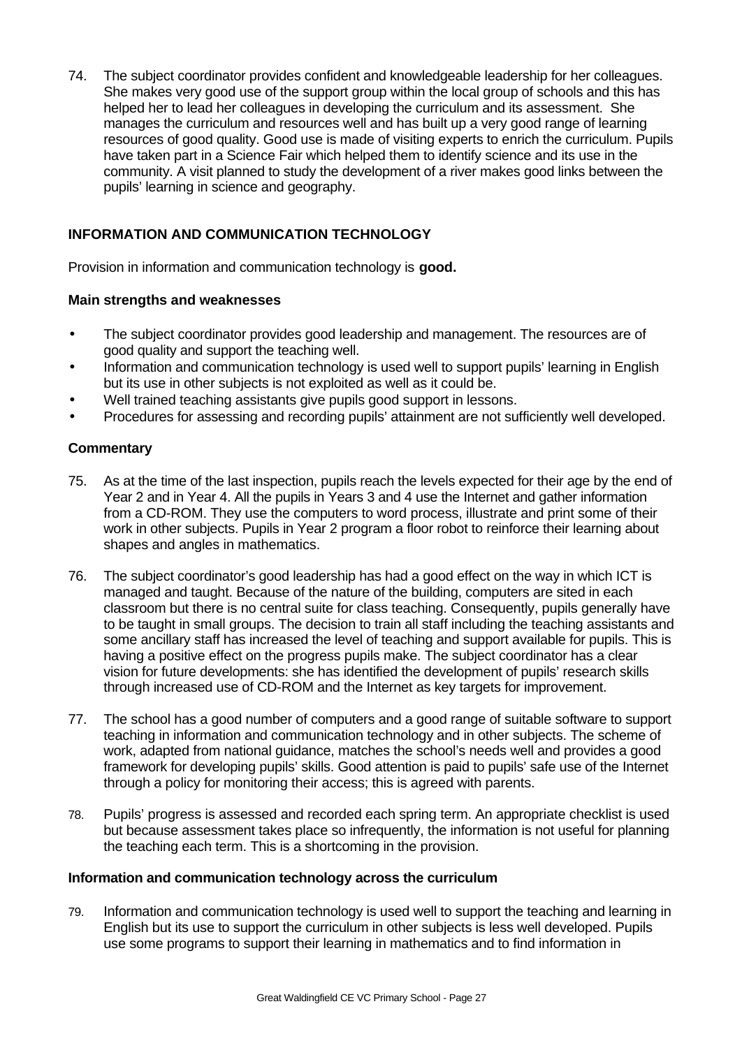74. The subject coordinator provides confident and knowledgeable leadership for her colleagues. She makes very good use of the support group within the local group of schools and this has helped her to lead her colleagues in developing the curriculum and its assessment. She manages the curriculum and resources well and has built up a very good range of learning resources of good quality. Good use is made of visiting experts to enrich the curriculum. Pupils have taken part in a Science Fair which helped them to identify science and its use in the community. A visit planned to study the development of a river makes good links between the pupils' learning in science and geography.

## INFORMATION AND COMMUNICATION TECHNOLOGY

Provision in information and communication technology is **good.**

### Main strengths and weaknesses

- The subject coordinator provides good leadership and management. The resources are of good quality and support the teaching well.
- Information and communication technology is used well to support pupils' learning in English but its use in other subjects is not exploited as well as it could be.
- Well trained teaching assistants give pupils good support in lessons.
- Procedures for assessing and recording pupils' attainment are not sufficiently well developed.

### Commentary

75. As at the time of the last inspection, pupils reach the levels expected for their age by the end of Year 2 and in Year 4. All the pupils in Years 3 and 4 use the Internet and gather information from a CD-ROM. They use the computers to word process, illustrate and print some of their work in other subjects. Pupils in Year 2 program a floor robot to reinforce their learning about shapes and angles in mathematics.

76. The subject coordinator's good leadership has had a good effect on the way in which ICT is managed and taught. Because of the nature of the building, computers are sited in each classroom but there is no central suite for class teaching. Consequently, pupils generally have to be taught in small groups. The decision to train all staff including the teaching assistants and some ancillary staff has increased the level of teaching and support available for pupils. This is having a positive effect on the progress pupils make. The subject coordinator has a clear vision for future developments: she has identified the development of pupils' research skills through increased use of CD-ROM and the Internet as key targets for improvement.

77. The school has a good number of computers and a good range of suitable software to support teaching in information and communication technology and in other subjects. The scheme of work, adapted from national guidance, matches the school's needs well and provides a good framework for developing pupils' skills. Good attention is paid to pupils' safe use of the Internet through a policy for monitoring their access; this is agreed with parents.

78. Pupils' progress is assessed and recorded each spring term. An appropriate checklist is used but because assessment takes place so infrequently, the information is not useful for planning the teaching each term. This is a shortcoming in the provision.

### Information and communication technology across the curriculum

79. Information and communication technology is used well to support the teaching and learning in English but its use to support the curriculum in other subjects is less well developed. Pupils use some programs to support their learning in mathematics and to find information in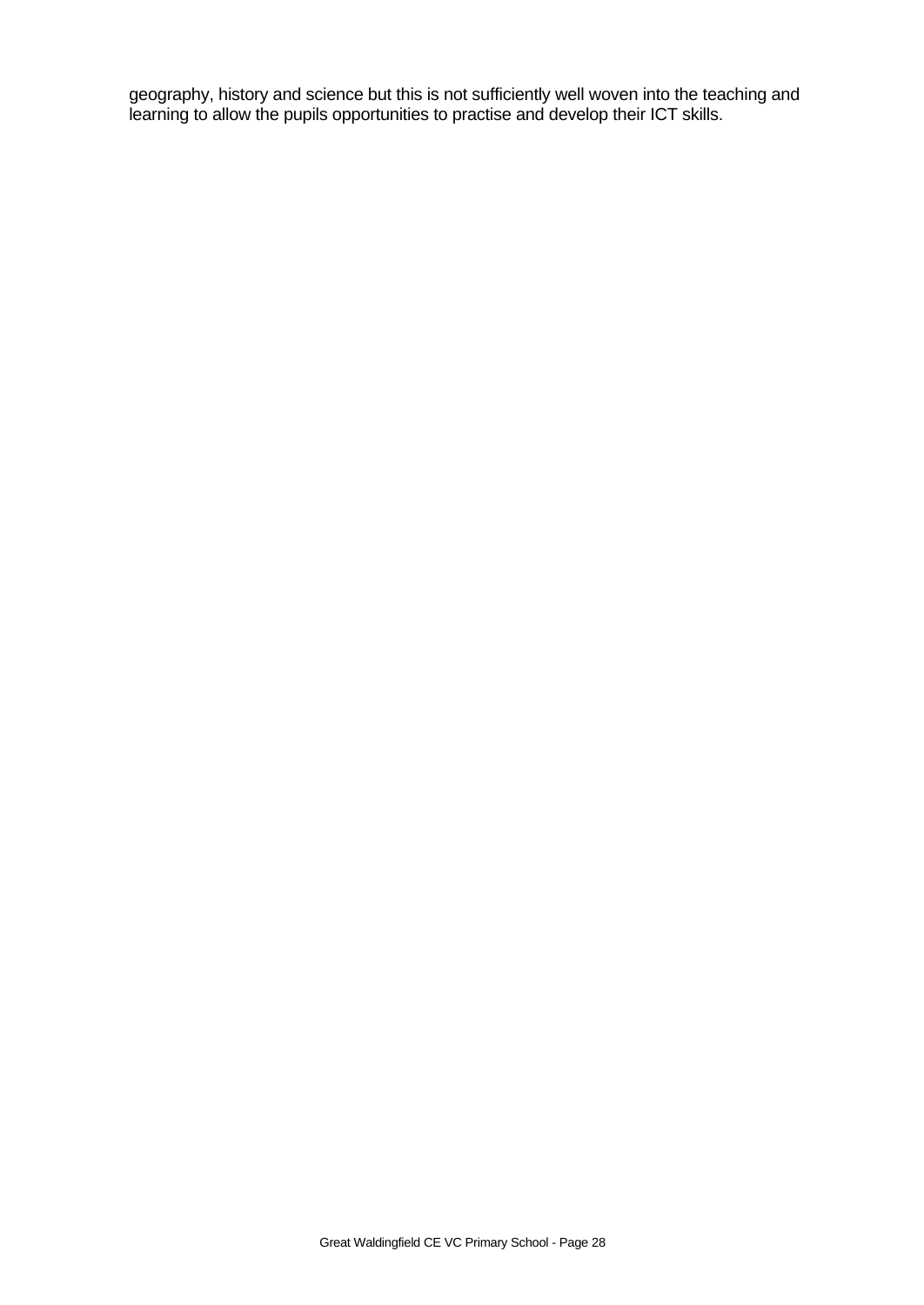geography, history and science but this is not sufficiently well woven into the teaching and learning to allow the pupils opportunities to practise and develop their ICT skills.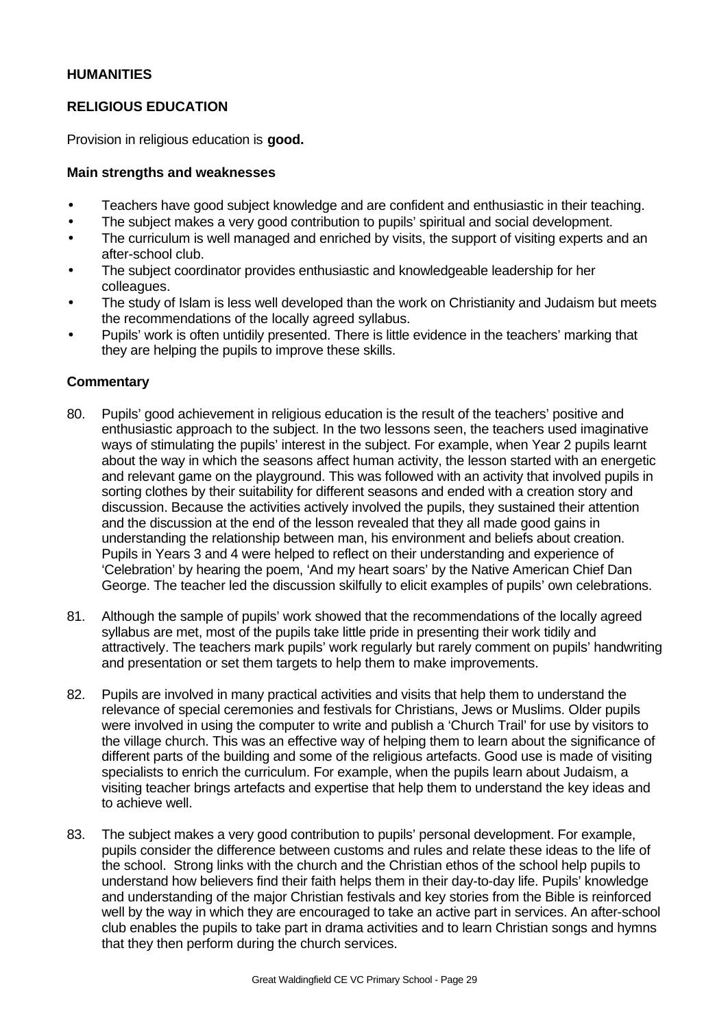**HUMANITIES**

**RELIGIOUS EDUCATION**

Provision in religious education is **good.**

**Main strengths and weaknesses**

- Teachers have good subject knowledge and are confident and enthusiastic in their teaching.
- The subject makes a very good contribution to pupils' spiritual and social development.
- The curriculum is well managed and enriched by visits, the support of visiting experts and an after-school club.
- The subject coordinator provides enthusiastic and knowledgeable leadership for her colleagues.
- The study of Islam is less well developed than the work on Christianity and Judaism but meets the recommendations of the locally agreed syllabus.
- Pupils' work is often untidily presented. There is little evidence in the teachers' marking that they are helping the pupils to improve these skills.

**Commentary**

80. Pupils' good achievement in religious education is the result of the teachers' positive and enthusiastic approach to the subject. In the two lessons seen, the teachers used imaginative ways of stimulating the pupils' interest in the subject. For example, when Year 2 pupils learnt about the way in which the seasons affect human activity, the lesson started with an energetic and relevant game on the playground. This was followed with an activity that involved pupils in sorting clothes by their suitability for different seasons and ended with a creation story and discussion. Because the activities actively involved the pupils, they sustained their attention and the discussion at the end of the lesson revealed that they all made good gains in understanding the relationship between man, his environment and beliefs about creation. Pupils in Years 3 and 4 were helped to reflect on their understanding and experience of 'Celebration' by hearing the poem, 'And my heart soars' by the Native American Chief Dan George. The teacher led the discussion skilfully to elicit examples of pupils' own celebrations.

81. Although the sample of pupils' work showed that the recommendations of the locally agreed syllabus are met, most of the pupils take little pride in presenting their work tidily and attractively. The teachers mark pupils' work regularly but rarely comment on pupils' handwriting and presentation or set them targets to help them to make improvements.

82. Pupils are involved in many practical activities and visits that help them to understand the relevance of special ceremonies and festivals for Christians, Jews or Muslims. Older pupils were involved in using the computer to write and publish a 'Church Trail' for use by visitors to the village church. This was an effective way of helping them to learn about the significance of different parts of the building and some of the religious artefacts. Good use is made of visiting specialists to enrich the curriculum. For example, when the pupils learn about Judaism, a visiting teacher brings artefacts and expertise that help them to understand the key ideas and to achieve well.

83. The subject makes a very good contribution to pupils' personal development. For example, pupils consider the difference between customs and rules and relate these ideas to the life of the school. Strong links with the church and the Christian ethos of the school help pupils to understand how believers find their faith helps them in their day-to-day life. Pupils' knowledge and understanding of the major Christian festivals and key stories from the Bible is reinforced well by the way in which they are encouraged to take an active part in services. An after-school club enables the pupils to take part in drama activities and to learn Christian songs and hymns that they then perform during the church services.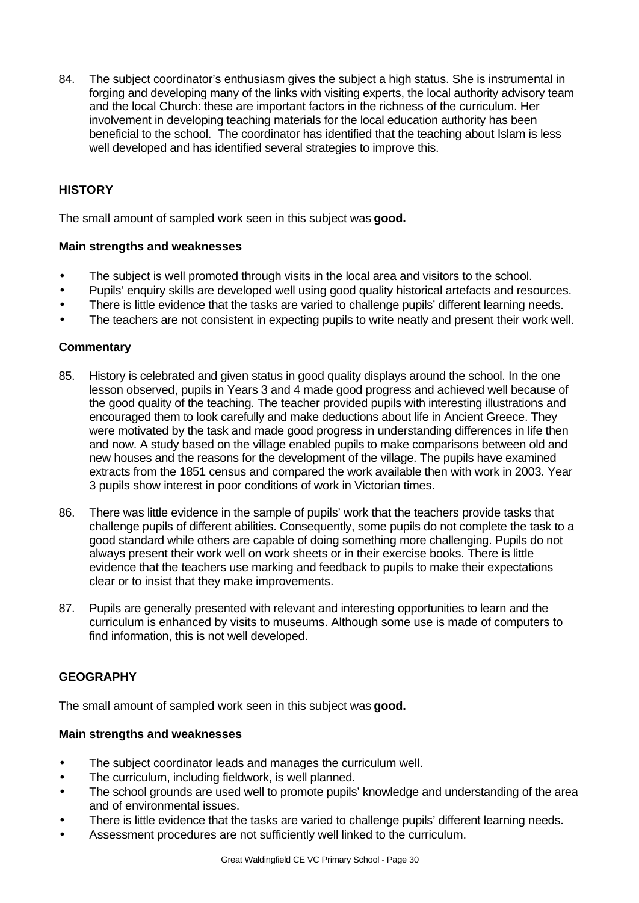84. The subject coordinator's enthusiasm gives the subject a high status. She is instrumental in forging and developing many of the links with visiting experts, the local authority advisory team and the local Church: these are important factors in the richness of the curriculum. Her involvement in developing teaching materials for the local education authority has been beneficial to the school. The coordinator has identified that the teaching about Islam is less well developed and has identified several strategies to improve this.

## HISTORY

The small amount of sampled work seen in this subject was **good.**

### Main strengths and weaknesses

- The subject is well promoted through visits in the local area and visitors to the school.
- Pupils' enquiry skills are developed well using good quality historical artefacts and resources.
- There is little evidence that the tasks are varied to challenge pupils' different learning needs.
- The teachers are not consistent in expecting pupils to write neatly and present their work well.

### Commentary

85. History is celebrated and given status in good quality displays around the school. In the one lesson observed, pupils in Years 3 and 4 made good progress and achieved well because of the good quality of the teaching. The teacher provided pupils with interesting illustrations and encouraged them to look carefully and make deductions about life in Ancient Greece. They were motivated by the task and made good progress in understanding differences in life then and now. A study based on the village enabled pupils to make comparisons between old and new houses and the reasons for the development of the village. The pupils have examined extracts from the 1851 census and compared the work available then with work in 2003. Year 3 pupils show interest in poor conditions of work in Victorian times.

86. There was little evidence in the sample of pupils' work that the teachers provide tasks that challenge pupils of different abilities. Consequently, some pupils do not complete the task to a good standard while others are capable of doing something more challenging. Pupils do not always present their work well on work sheets or in their exercise books. There is little evidence that the teachers use marking and feedback to pupils to make their expectations clear or to insist that they make improvements.

87. Pupils are generally presented with relevant and interesting opportunities to learn and the curriculum is enhanced by visits to museums. Although some use is made of computers to find information, this is not well developed.

## GEOGRAPHY

The small amount of sampled work seen in this subject was **good.**

### Main strengths and weaknesses

- The subject coordinator leads and manages the curriculum well.
- The curriculum, including fieldwork, is well planned.
- The school grounds are used well to promote pupils' knowledge and understanding of the area and of environmental issues.
- There is little evidence that the tasks are varied to challenge pupils' different learning needs.
- Assessment procedures are not sufficiently well linked to the curriculum.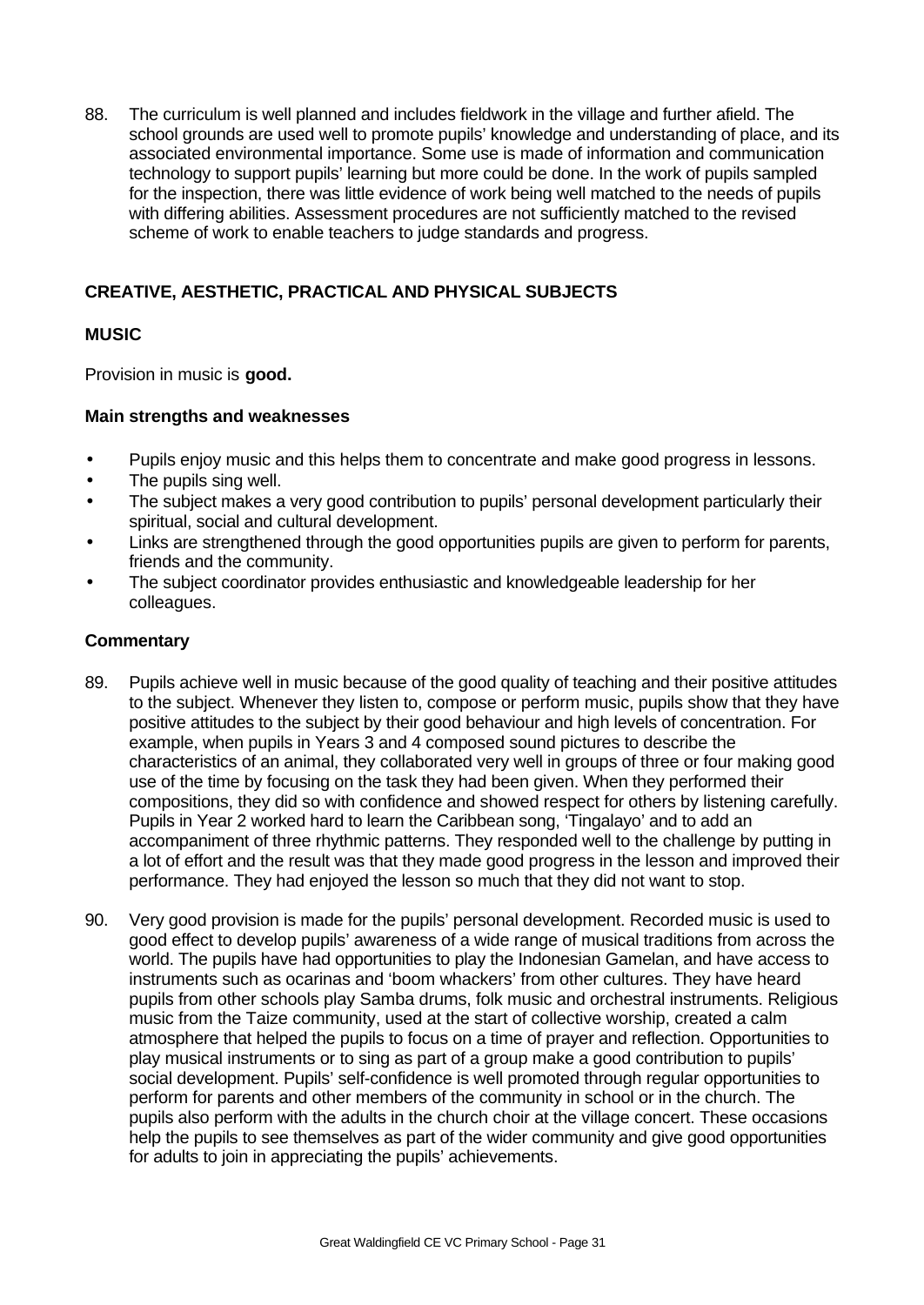88. The curriculum is well planned and includes fieldwork in the village and further afield. The school grounds are used well to promote pupils' knowledge and understanding of place, and its associated environmental importance. Some use is made of information and communication technology to support pupils' learning but more could be done. In the work of pupils sampled for the inspection, there was little evidence of work being well matched to the needs of pupils with differing abilities. Assessment procedures are not sufficiently matched to the revised scheme of work to enable teachers to judge standards and progress.

## CREATIVE, AESTHETIC, PRACTICAL AND PHYSICAL SUBJECTS

### MUSIC

Provision in music is **good.**

#### Main strengths and weaknesses

- Pupils enjoy music and this helps them to concentrate and make good progress in lessons.
- The pupils sing well.
- The subject makes a very good contribution to pupils' personal development particularly their spiritual, social and cultural development.
- Links are strengthened through the good opportunities pupils are given to perform for parents, friends and the community.
- The subject coordinator provides enthusiastic and knowledgeable leadership for her colleagues.

#### Commentary

89. Pupils achieve well in music because of the good quality of teaching and their positive attitudes to the subject. Whenever they listen to, compose or perform music, pupils show that they have positive attitudes to the subject by their good behaviour and high levels of concentration. For example, when pupils in Years 3 and 4 composed sound pictures to describe the characteristics of an animal, they collaborated very well in groups of three or four making good use of the time by focusing on the task they had been given. When they performed their compositions, they did so with confidence and showed respect for others by listening carefully. Pupils in Year 2 worked hard to learn the Caribbean song, 'Tingalayo' and to add an accompaniment of three rhythmic patterns. They responded well to the challenge by putting in a lot of effort and the result was that they made good progress in the lesson and improved their performance. They had enjoyed the lesson so much that they did not want to stop.

90. Very good provision is made for the pupils' personal development. Recorded music is used to good effect to develop pupils' awareness of a wide range of musical traditions from across the world. The pupils have had opportunities to play the Indonesian Gamelan, and have access to instruments such as ocarinas and 'boom whackers' from other cultures. They have heard pupils from other schools play Samba drums, folk music and orchestral instruments. Religious music from the Taize community, used at the start of collective worship, created a calm atmosphere that helped the pupils to focus on a time of prayer and reflection. Opportunities to play musical instruments or to sing as part of a group make a good contribution to pupils' social development. Pupils' self-confidence is well promoted through regular opportunities to perform for parents and other members of the community in school or in the church. The pupils also perform with the adults in the church choir at the village concert. These occasions help the pupils to see themselves as part of the wider community and give good opportunities for adults to join in appreciating the pupils' achievements.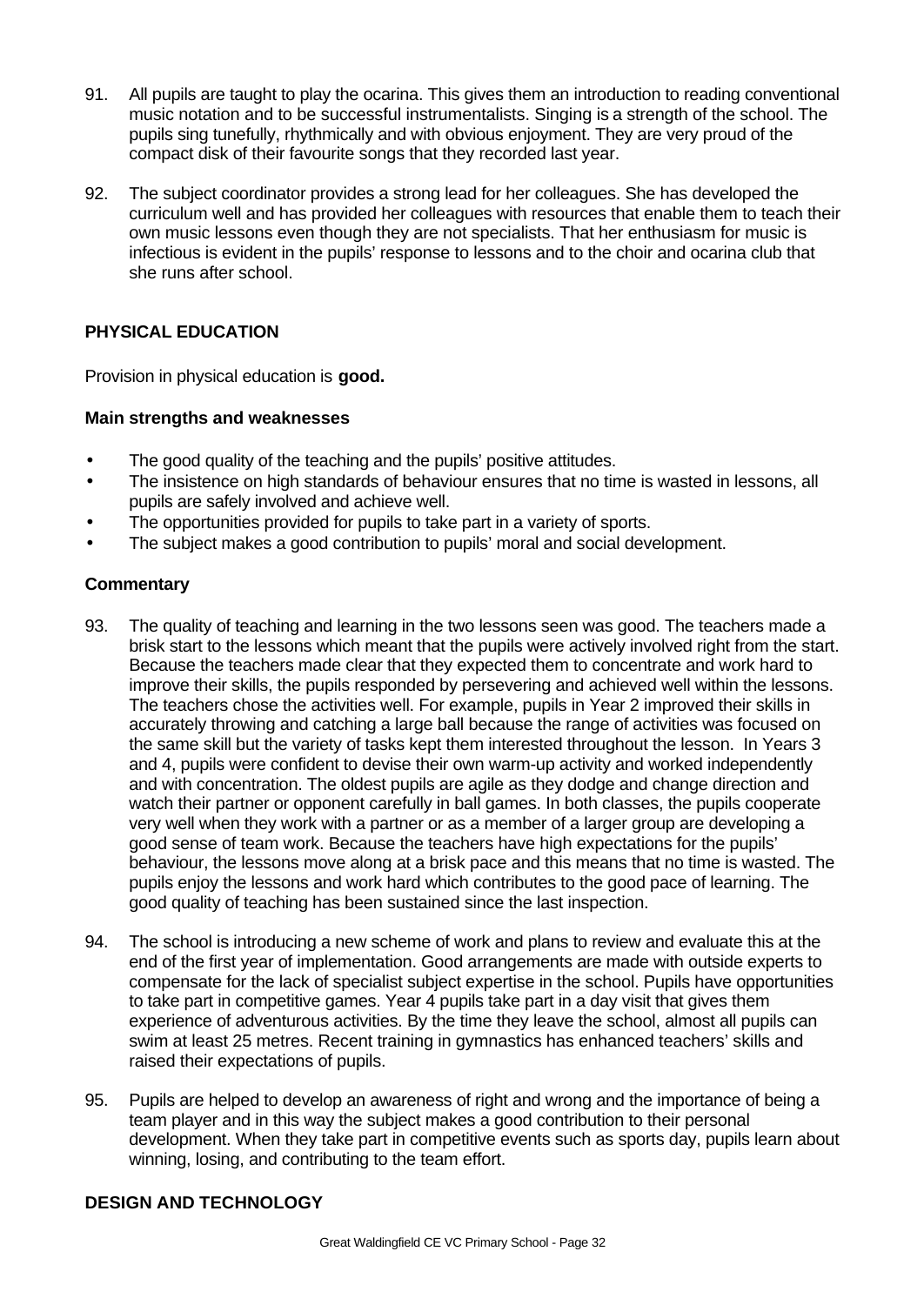91. All pupils are taught to play the ocarina. This gives them an introduction to reading conventional music notation and to be successful instrumentalists. Singing is a strength of the school. The pupils sing tunefully, rhythmically and with obvious enjoyment. They are very proud of the compact disk of their favourite songs that they recorded last year.

92. The subject coordinator provides a strong lead for her colleagues. She has developed the curriculum well and has provided her colleagues with resources that enable them to teach their own music lessons even though they are not specialists. That her enthusiasm for music is infectious is evident in the pupils' response to lessons and to the choir and ocarina club that she runs after school.

## PHYSICAL EDUCATION

Provision in physical education is **good.**

### Main strengths and weaknesses

- The good quality of the teaching and the pupils' positive attitudes.
- The insistence on high standards of behaviour ensures that no time is wasted in lessons, all pupils are safely involved and achieve well.
- The opportunities provided for pupils to take part in a variety of sports.
- The subject makes a good contribution to pupils' moral and social development.

### Commentary

93. The quality of teaching and learning in the two lessons seen was good. The teachers made a brisk start to the lessons which meant that the pupils were actively involved right from the start. Because the teachers made clear that they expected them to concentrate and work hard to improve their skills, the pupils responded by persevering and achieved well within the lessons. The teachers chose the activities well. For example, pupils in Year 2 improved their skills in accurately throwing and catching a large ball because the range of activities was focused on the same skill but the variety of tasks kept them interested throughout the lesson. In Years 3 and 4, pupils were confident to devise their own warm-up activity and worked independently and with concentration. The oldest pupils are agile as they dodge and change direction and watch their partner or opponent carefully in ball games. In both classes, the pupils cooperate very well when they work with a partner or as a member of a larger group are developing a good sense of team work. Because the teachers have high expectations for the pupils' behaviour, the lessons move along at a brisk pace and this means that no time is wasted. The pupils enjoy the lessons and work hard which contributes to the good pace of learning. The good quality of teaching has been sustained since the last inspection.

94. The school is introducing a new scheme of work and plans to review and evaluate this at the end of the first year of implementation. Good arrangements are made with outside experts to compensate for the lack of specialist subject expertise in the school. Pupils have opportunities to take part in competitive games. Year 4 pupils take part in a day visit that gives them experience of adventurous activities. By the time they leave the school, almost all pupils can swim at least 25 metres. Recent training in gymnastics has enhanced teachers' skills and raised their expectations of pupils.

95. Pupils are helped to develop an awareness of right and wrong and the importance of being a team player and in this way the subject makes a good contribution to their personal development. When they take part in competitive events such as sports day, pupils learn about winning, losing, and contributing to the team effort.

## DESIGN AND TECHNOLOGY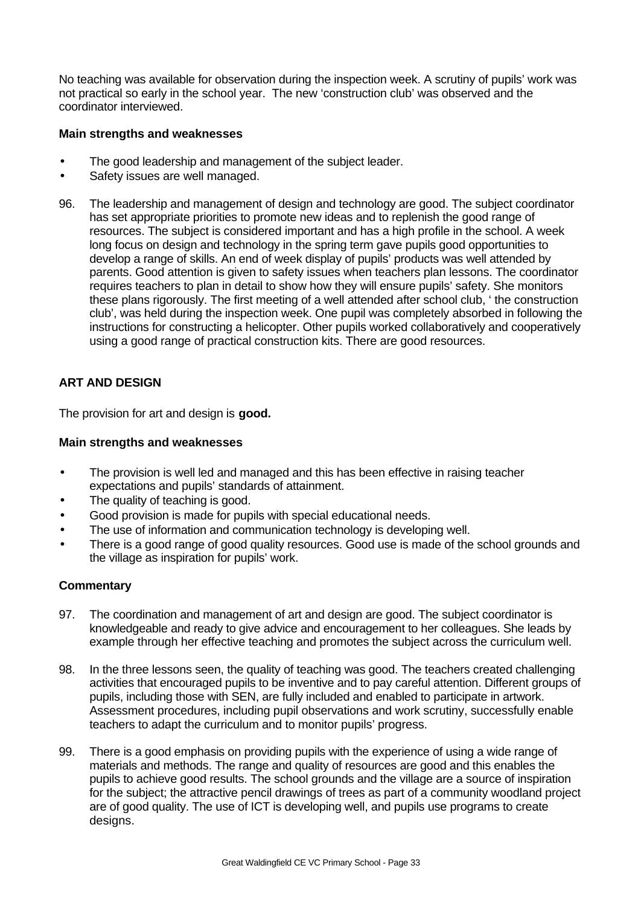No teaching was available for observation during the inspection week. A scrutiny of pupils' work was not practical so early in the school year. The new 'construction club' was observed and the coordinator interviewed.

**Main strengths and weaknesses**

- The good leadership and management of the subject leader.
- Safety issues are well managed.

96. The leadership and management of design and technology are good. The subject coordinator has set appropriate priorities to promote new ideas and to replenish the good range of resources. The subject is considered important and has a high profile in the school. A week long focus on design and technology in the spring term gave pupils good opportunities to develop a range of skills. An end of week display of pupils' products was well attended by parents. Good attention is given to safety issues when teachers plan lessons. The coordinator requires teachers to plan in detail to show how they will ensure pupils' safety. She monitors these plans rigorously. The first meeting of a well attended after school club, ' the construction club', was held during the inspection week. One pupil was completely absorbed in following the instructions for constructing a helicopter. Other pupils worked collaboratively and cooperatively using a good range of practical construction kits. There are good resources.

## ART AND DESIGN

The provision for art and design is **good.**

**Main strengths and weaknesses**

- The provision is well led and managed and this has been effective in raising teacher expectations and pupils' standards of attainment.
- The quality of teaching is good.
- Good provision is made for pupils with special educational needs.
- The use of information and communication technology is developing well.
- There is a good range of good quality resources. Good use is made of the school grounds and the village as inspiration for pupils' work.

**Commentary**

97. The coordination and management of art and design are good. The subject coordinator is knowledgeable and ready to give advice and encouragement to her colleagues. She leads by example through her effective teaching and promotes the subject across the curriculum well.

98. In the three lessons seen, the quality of teaching was good. The teachers created challenging activities that encouraged pupils to be inventive and to pay careful attention. Different groups of pupils, including those with SEN, are fully included and enabled to participate in artwork. Assessment procedures, including pupil observations and work scrutiny, successfully enable teachers to adapt the curriculum and to monitor pupils' progress.

99. There is a good emphasis on providing pupils with the experience of using a wide range of materials and methods. The range and quality of resources are good and this enables the pupils to achieve good results. The school grounds and the village are a source of inspiration for the subject; the attractive pencil drawings of trees as part of a community woodland project are of good quality. The use of ICT is developing well, and pupils use programs to create designs.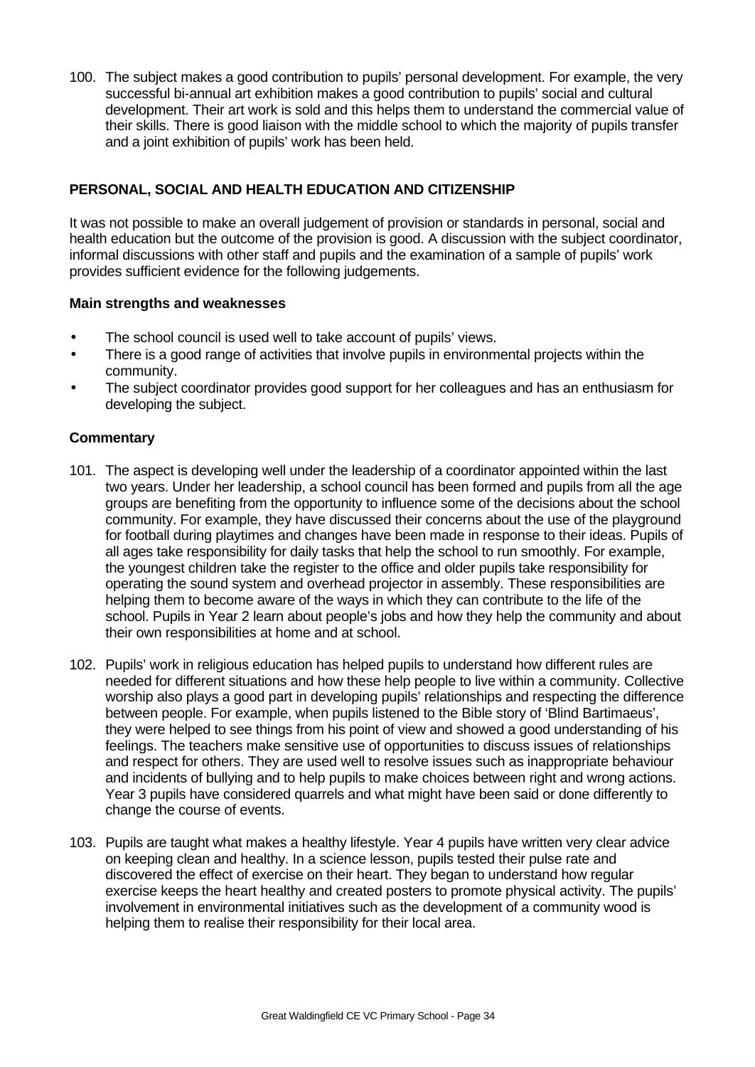100. The subject makes a good contribution to pupils' personal development. For example, the very successful bi-annual art exhibition makes a good contribution to pupils' social and cultural development. Their art work is sold and this helps them to understand the commercial value of their skills. There is good liaison with the middle school to which the majority of pupils transfer and a joint exhibition of pupils' work has been held.

## PERSONAL, SOCIAL AND HEALTH EDUCATION AND CITIZENSHIP

It was not possible to make an overall judgement of provision or standards in personal, social and health education but the outcome of the provision is good. A discussion with the subject coordinator, informal discussions with other staff and pupils and the examination of a sample of pupils' work provides sufficient evidence for the following judgements.

### Main strengths and weaknesses

- The school council is used well to take account of pupils' views.
- There is a good range of activities that involve pupils in environmental projects within the community.
- The subject coordinator provides good support for her colleagues and has an enthusiasm for developing the subject.

### Commentary

101. The aspect is developing well under the leadership of a coordinator appointed within the last two years. Under her leadership, a school council has been formed and pupils from all the age groups are benefiting from the opportunity to influence some of the decisions about the school community. For example, they have discussed their concerns about the use of the playground for football during playtimes and changes have been made in response to their ideas. Pupils of all ages take responsibility for daily tasks that help the school to run smoothly. For example, the youngest children take the register to the office and older pupils take responsibility for operating the sound system and overhead projector in assembly. These responsibilities are helping them to become aware of the ways in which they can contribute to the life of the school. Pupils in Year 2 learn about people's jobs and how they help the community and about their own responsibilities at home and at school.

102. Pupils' work in religious education has helped pupils to understand how different rules are needed for different situations and how these help people to live within a community. Collective worship also plays a good part in developing pupils' relationships and respecting the difference between people. For example, when pupils listened to the Bible story of 'Blind Bartimaeus', they were helped to see things from his point of view and showed a good understanding of his feelings. The teachers make sensitive use of opportunities to discuss issues of relationships and respect for others. They are used well to resolve issues such as inappropriate behaviour and incidents of bullying and to help pupils to make choices between right and wrong actions. Year 3 pupils have considered quarrels and what might have been said or done differently to change the course of events.

103. Pupils are taught what makes a healthy lifestyle. Year 4 pupils have written very clear advice on keeping clean and healthy. In a science lesson, pupils tested their pulse rate and discovered the effect of exercise on their heart. They began to understand how regular exercise keeps the heart healthy and created posters to promote physical activity. The pupils' involvement in environmental initiatives such as the development of a community wood is helping them to realise their responsibility for their local area.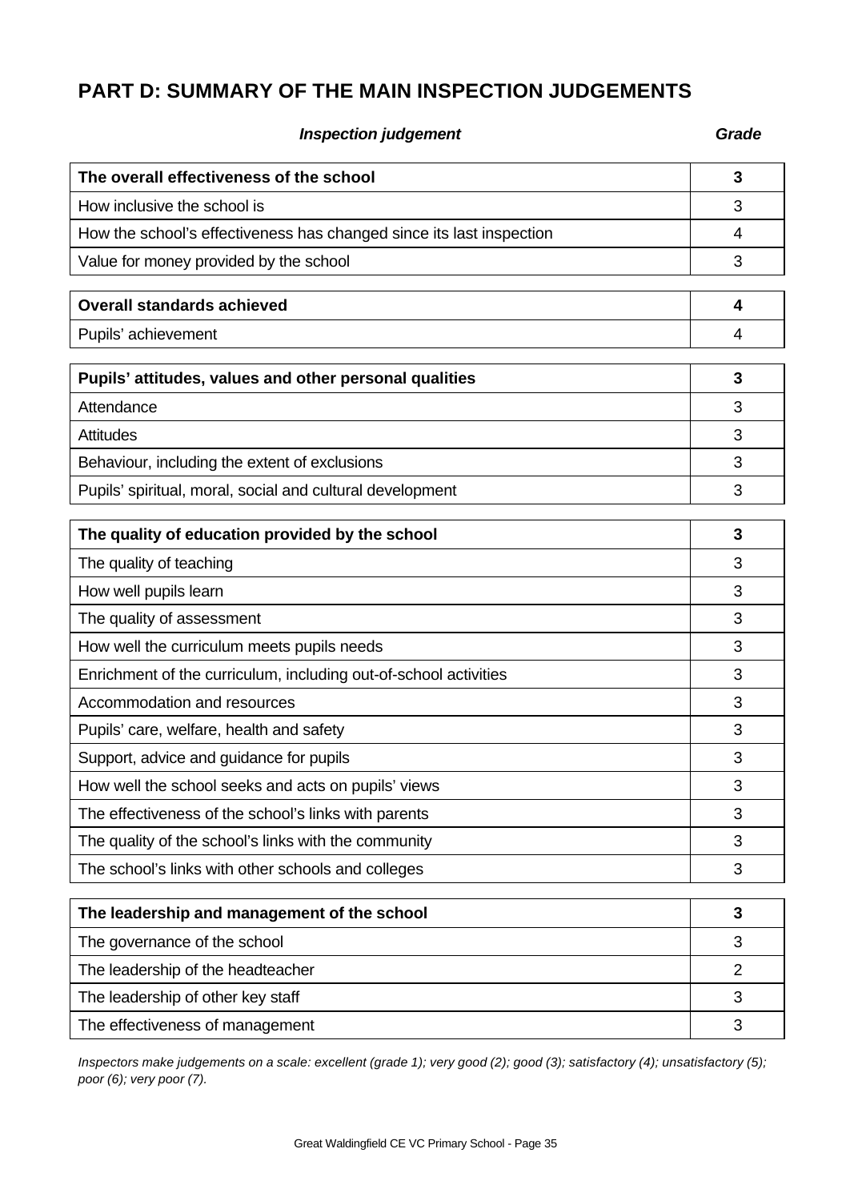# PART D: SUMMARY OF THE MAIN INSPECTION JUDGEMENTS

| *Inspection judgement* | *Grade* |
|---|---|
| **The overall effectiveness of the school** | **3** |
| How inclusive the school is | 3 |
| How the school's effectiveness has changed since its last inspection | 4 |
| Value for money provided by the school | 3 |
| **Overall standards achieved** | **4** |
| Pupils' achievement | 4 |
| **Pupils' attitudes, values and other personal qualities** | **3** |
| Attendance | 3 |
| Attitudes | 3 |
| Behaviour, including the extent of exclusions | 3 |
| Pupils' spiritual, moral, social and cultural development | 3 |
| **The quality of education provided by the school** | **3** |
| The quality of teaching | 3 |
| How well pupils learn | 3 |
| The quality of assessment | 3 |
| How well the curriculum meets pupils needs | 3 |
| Enrichment of the curriculum, including out-of-school activities | 3 |
| Accommodation and resources | 3 |
| Pupils' care, welfare, health and safety | 3 |
| Support, advice and guidance for pupils | 3 |
| How well the school seeks and acts on pupils' views | 3 |
| The effectiveness of the school's links with parents | 3 |
| The quality of the school's links with the community | 3 |
| The school's links with other schools and colleges | 3 |
| **The leadership and management of the school** | **3** |
| The governance of the school | 3 |
| The leadership of the headteacher | 2 |
| The leadership of other key staff | 3 |
| The effectiveness of management | 3 |

*Inspectors make judgements on a scale: excellent (grade 1); very good (2); good (3); satisfactory (4); unsatisfactory (5); poor (6); very poor (7).*